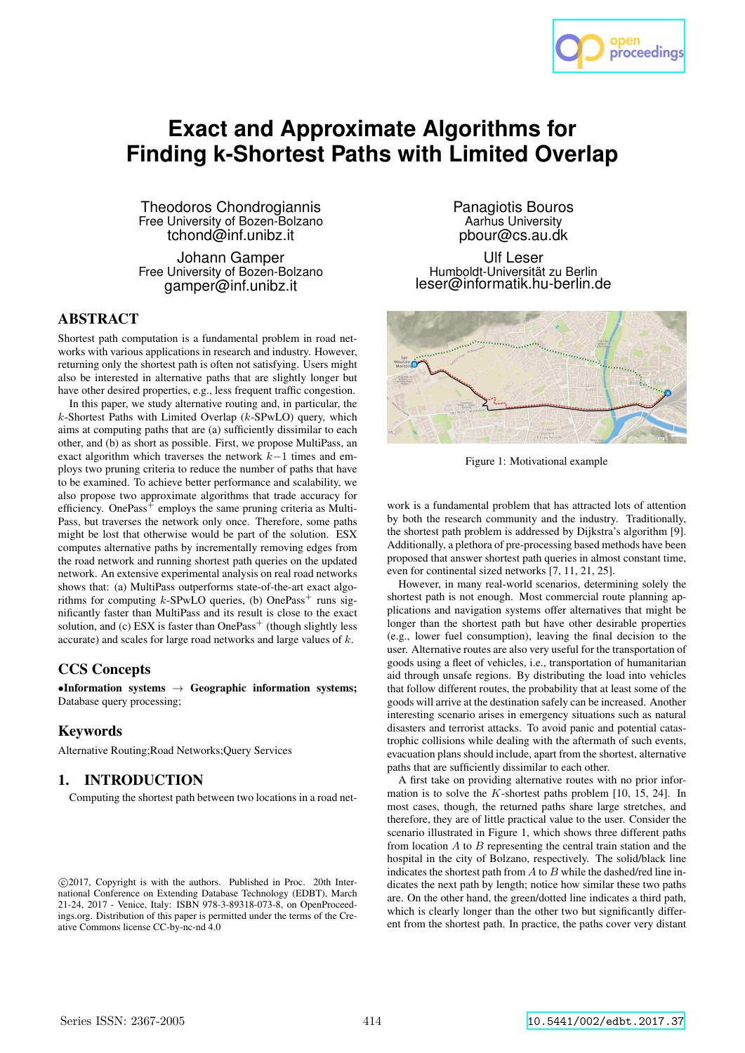# Exact and Approximate Algorithms for Finding k-Shortest Paths with Limited Overlap

Theodoros Chondrogiannis
Free University of Bozen-Bolzano
tchond@inf.unibz.it

Panagiotis Bouros
Aarhus University
pbour@cs.au.dk

Johann Gamper
Free University of Bozen-Bolzano
gamper@inf.unibz.it

Ulf Leser
Humboldt-Universität zu Berlin
leser@informatik.hu-berlin.de

## ABSTRACT

Shortest path computation is a fundamental problem in road networks with various applications in research and industry. However, returning only the shortest path is often not satisfying. Users might also be interested in alternative paths that are slightly longer but have other desired properties, e.g., less frequent traffic congestion.

In this paper, we study alternative routing and, in particular, the $k$-Shortest Paths with Limited Overlap ($k$-SPwLO) query, which aims at computing paths that are (a) sufficiently dissimilar to each other, and (b) as short as possible. First, we propose MultiPass, an exact algorithm which traverses the network $k-1$ times and employs two pruning criteria to reduce the number of paths that have to be examined. To achieve better performance and scalability, we also propose two approximate algorithms that trade accuracy for efficiency. OnePass$^+$ employs the same pruning criteria as MultiPass, but traverses the network only once. Therefore, some paths might be lost that otherwise would be part of the solution. ESX computes alternative paths by incrementally removing edges from the road network and running shortest path queries on the updated network. An extensive experimental analysis on real road networks shows that: (a) MultiPass outperforms state-of-the-art exact algorithms for computing $k$-SPwLO queries, (b) OnePass$^+$ runs significantly faster than MultiPass and its result is close to the exact solution, and (c) ESX is faster than OnePass$^+$ (though slightly less accurate) and scales for large road networks and large values of $k$.

## CCS Concepts

•**Information systems** → **Geographic information systems;** Database query processing;

## Keywords

Alternative Routing;Road Networks;Query Services

## 1. INTRODUCTION

Computing the shortest path between two locations in a road network is a fundamental problem that has attracted lots of attention by both the research community and the industry. Traditionally, the shortest path problem is addressed by Dijkstra's algorithm [9]. Additionally, a plethora of pre-processing based methods have been proposed that answer shortest path queries in almost constant time, even for continental sized networks [7, 11, 21, 25].

Figure 1: Motivational example

However, in many real-world scenarios, determining solely the shortest path is not enough. Most commercial route planning applications and navigation systems offer alternatives that might be longer than the shortest path but have other desirable properties (e.g., lower fuel consumption), leaving the final decision to the user. Alternative routes are also very useful for the transportation of goods using a fleet of vehicles, i.e., transportation of humanitarian aid through unsafe regions. By distributing the load into vehicles that follow different routes, the probability that at least some of the goods will arrive at the destination safely can be increased. Another interesting scenario arises in emergency situations such as natural disasters and terrorist attacks. To avoid panic and potential catastrophic collisions while dealing with the aftermath of such events, evacuation plans should include, apart from the shortest, alternative paths that are sufficiently dissimilar to each other.

A first take on providing alternative routes with no prior information is to solve the $K$-shortest paths problem [10, 15, 24]. In most cases, though, the returned paths share large stretches, and therefore, they are of little practical value to the user. Consider the scenario illustrated in Figure 1, which shows three different paths from location $A$ to $B$ representing the central train station and the hospital in the city of Bolzano, respectively. The solid/black line indicates the shortest path from $A$ to $B$ while the dashed/red line indicates the next path by length; notice how similar these two paths are. On the other hand, the green/dotted line indicates a third path, which is clearly longer than the other two but significantly different from the shortest path. In practice, the paths cover very distant

©2017, Copyright is with the authors. Published in Proc. 20th International Conference on Extending Database Technology (EDBT), March 21-24, 2017 - Venice, Italy: ISBN 978-3-89318-073-8, on OpenProceedings.org. Distribution of this paper is permitted under the terms of the Creative Commons license CC-by-nc-nd 4.0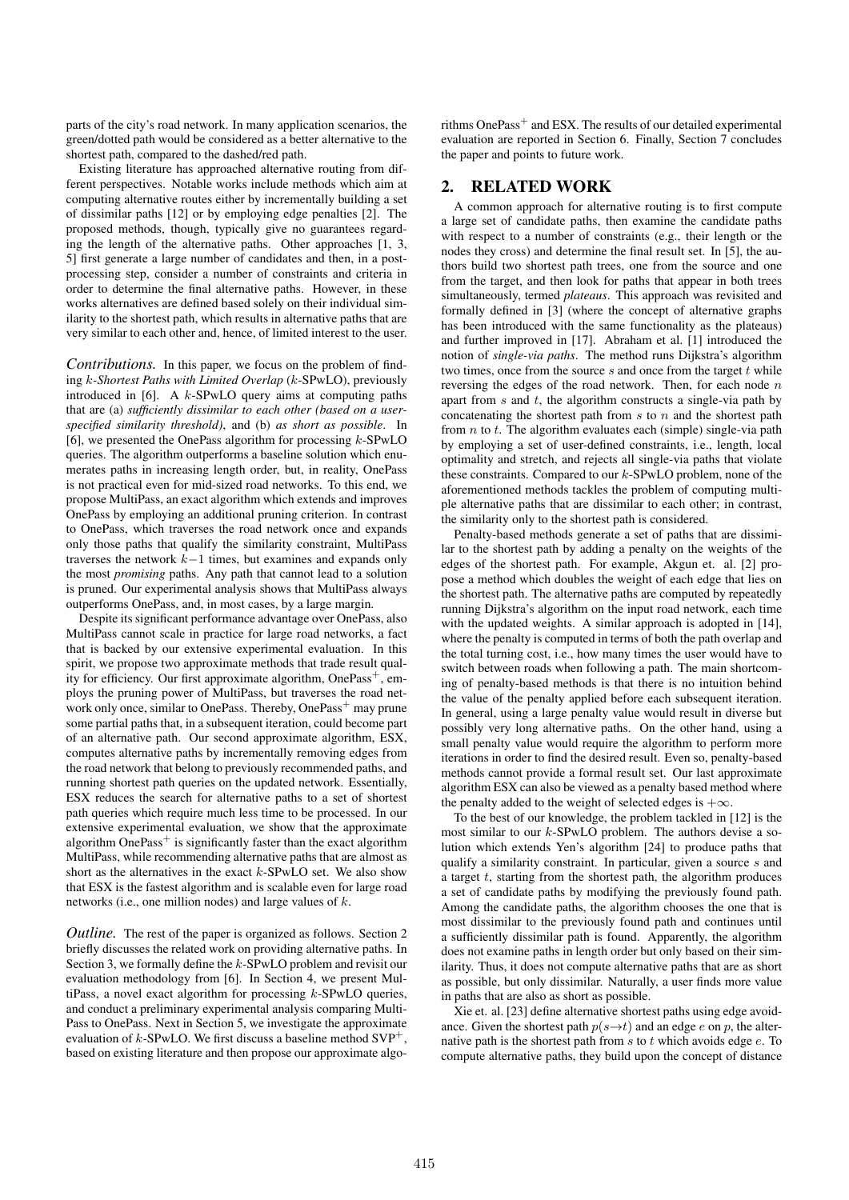parts of the city's road network. In many application scenarios, the green/dotted path would be considered as a better alternative to the shortest path, compared to the dashed/red path.

Existing literature has approached alternative routing from different perspectives. Notable works include methods which aim at computing alternative routes either by incrementally building a set of dissimilar paths [12] or by employing edge penalties [2]. The proposed methods, though, typically give no guarantees regarding the length of the alternative paths. Other approaches [1, 3, 5] first generate a large number of candidates and then, in a post-processing step, consider a number of constraints and criteria in order to determine the final alternative paths. However, in these works alternatives are defined based solely on their individual similarity to the shortest path, which results in alternative paths that are very similar to each other and, hence, of limited interest to the user.

***Contributions.*** In this paper, we focus on the problem of finding $k$*-Shortest Paths with Limited Overlap* ($k$-SPwLO), previously introduced in [6]. A $k$-SPwLO query aims at computing paths that are (a) *sufficiently dissimilar to each other (based on a user-specified similarity threshold)*, and (b) *as short as possible*. In [6], we presented the OnePass algorithm for processing $k$-SPwLO queries. The algorithm outperforms a baseline solution which enumerates paths in increasing length order, but, in reality, OnePass is not practical even for mid-sized road networks. To this end, we propose MultiPass, an exact algorithm which extends and improves OnePass by employing an additional pruning criterion. In contrast to OnePass, which traverses the road network once and expands only those paths that qualify the similarity constraint, MultiPass traverses the network $k-1$ times, but examines and expands only the most *promising* paths. Any path that cannot lead to a solution is pruned. Our experimental analysis shows that MultiPass always outperforms OnePass, and, in most cases, by a large margin.

Despite its significant performance advantage over OnePass, also MultiPass cannot scale in practice for large road networks, a fact that is backed by our extensive experimental evaluation. In this spirit, we propose two approximate methods that trade result quality for efficiency. Our first approximate algorithm, OnePass$^+$, employs the pruning power of MultiPass, but traverses the road network only once, similar to OnePass. Thereby, OnePass$^+$ may prune some partial paths that, in a subsequent iteration, could become part of an alternative path. Our second approximate algorithm, ESX, computes alternative paths by incrementally removing edges from the road network that belong to previously recommended paths, and running shortest path queries on the updated network. Essentially, ESX reduces the search for alternative paths to a set of shortest path queries which require much less time to be processed. In our extensive experimental evaluation, we show that the approximate algorithm OnePass$^+$ is significantly faster than the exact algorithm MultiPass, while recommending alternative paths that are almost as short as the alternatives in the exact $k$-SPwLO set. We also show that ESX is the fastest algorithm and is scalable even for large road networks (i.e., one million nodes) and large values of $k$.

***Outline.*** The rest of the paper is organized as follows. Section 2 briefly discusses the related work on providing alternative paths. In Section 3, we formally define the $k$-SPwLO problem and revisit our evaluation methodology from [6]. In Section 4, we present MultiPass, a novel exact algorithm for processing $k$-SPwLO queries, and conduct a preliminary experimental analysis comparing MultiPass to OnePass. Next in Section 5, we investigate the approximate evaluation of $k$-SPwLO. We first discuss a baseline method SVP$^+$, based on existing literature and then propose our approximate algorithms OnePass$^+$ and ESX. The results of our detailed experimental evaluation are reported in Section 6. Finally, Section 7 concludes the paper and points to future work.

## 2. RELATED WORK

A common approach for alternative routing is to first compute a large set of candidate paths, then examine the candidate paths with respect to a number of constraints (e.g., their length or the nodes they cross) and determine the final result set. In [5], the authors build two shortest path trees, one from the source and one from the target, and then look for paths that appear in both trees simultaneously, termed *plateaus*. This approach was revisited and formally defined in [3] (where the concept of alternative graphs has been introduced with the same functionality as the plateaus) and further improved in [17]. Abraham et al. [1] introduced the notion of *single-via paths*. The method runs Dijkstra's algorithm two times, once from the source $s$ and once from the target $t$ while reversing the edges of the road network. Then, for each node $n$ apart from $s$ and $t$, the algorithm constructs a single-via path by concatenating the shortest path from $s$ to $n$ and the shortest path from $n$ to $t$. The algorithm evaluates each (simple) single-via path by employing a set of user-defined constraints, i.e., length, local optimality and stretch, and rejects all single-via paths that violate these constraints. Compared to our $k$-SPwLO problem, none of the aforementioned methods tackles the problem of computing multiple alternative paths that are dissimilar to each other; in contrast, the similarity only to the shortest path is considered.

Penalty-based methods generate a set of paths that are dissimilar to the shortest path by adding a penalty on the weights of the edges of the shortest path. For example, Akgun et. al. [2] propose a method which doubles the weight of each edge that lies on the shortest path. The alternative paths are computed by repeatedly running Dijkstra's algorithm on the input road network, each time with the updated weights. A similar approach is adopted in [14], where the penalty is computed in terms of both the path overlap and the total turning cost, i.e., how many times the user would have to switch between roads when following a path. The main shortcoming of penalty-based methods is that there is no intuition behind the value of the penalty applied before each subsequent iteration. In general, using a large penalty value would result in diverse but possibly very long alternative paths. On the other hand, using a small penalty value would require the algorithm to perform more iterations in order to find the desired result. Even so, penalty-based methods cannot provide a formal result set. Our last approximate algorithm ESX can also be viewed as a penalty based method where the penalty added to the weight of selected edges is $+\infty$.

To the best of our knowledge, the problem tackled in [12] is the most similar to our $k$-SPwLO problem. The authors devise a solution which extends Yen's algorithm [24] to produce paths that qualify a similarity constraint. In particular, given a source $s$ and a target $t$, starting from the shortest path, the algorithm produces a set of candidate paths by modifying the previously found path. Among the candidate paths, the algorithm chooses the one that is most dissimilar to the previously found path and continues until a sufficiently dissimilar path is found. Apparently, the algorithm does not examine paths in length order but only based on their similarity. Thus, it does not compute alternative paths that are as short as possible, but only dissimilar. Naturally, a user finds more value in paths that are also as short as possible.

Xie et. al. [23] define alternative shortest paths using edge avoidance. Given the shortest path $p(s \rightarrow t)$ and an edge $e$ on $p$, the alternative path is the shortest path from $s$ to $t$ which avoids edge $e$. To compute alternative paths, they build upon the concept of distance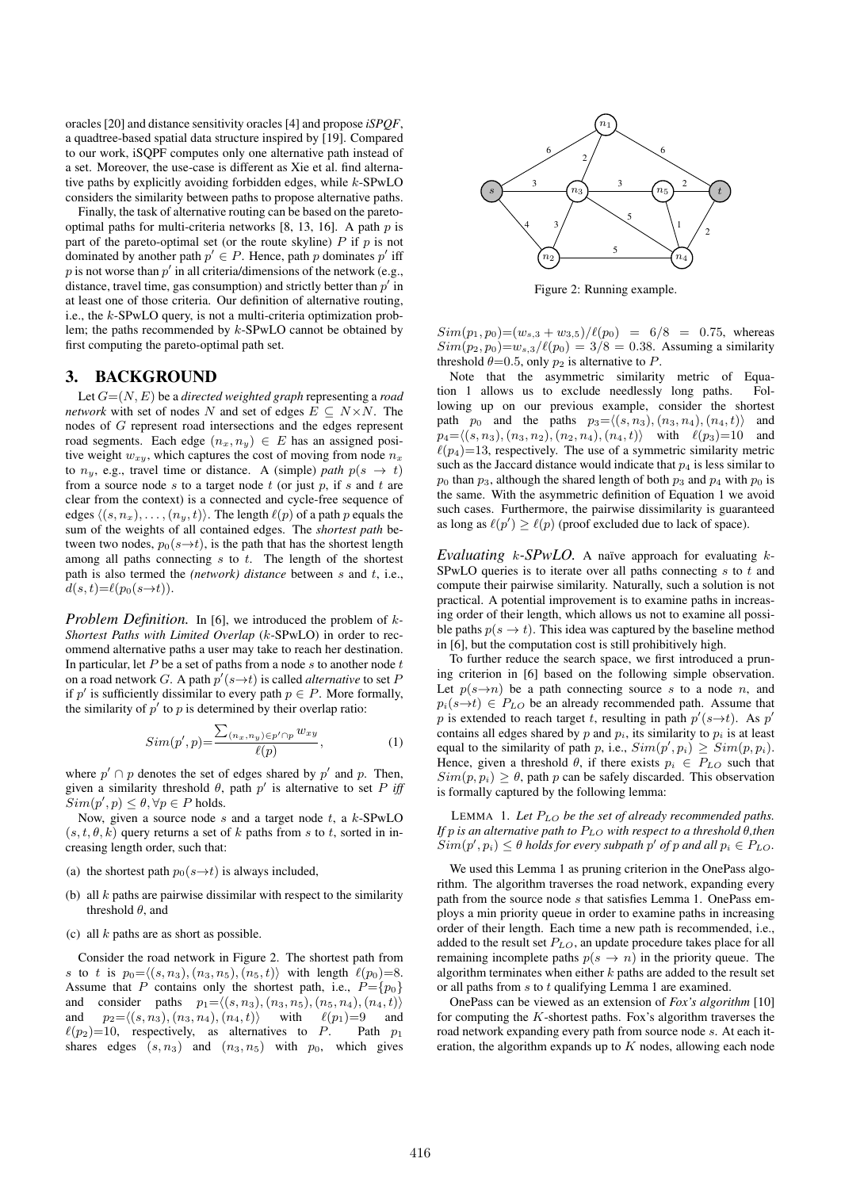oracles [20] and distance sensitivity oracles [4] and propose *iSPQF*, a quadtree-based spatial data structure inspired by [19]. Compared to our work, iSQPF computes only one alternative path instead of a set. Moreover, the use-case is different as Xie et al. find alternative paths by explicitly avoiding forbidden edges, while $k$-SPwLO considers the similarity between paths to propose alternative paths.

Finally, the task of alternative routing can be based on the pareto-optimal paths for multi-criteria networks [8, 13, 16]. A path $p$ is part of the pareto-optimal set (or the route skyline) $P$ if $p$ is not dominated by another path $p' \in P$. Hence, path $p$ dominates $p'$ iff $p$ is not worse than $p'$ in all criteria/dimensions of the network (e.g., distance, travel time, gas consumption) and strictly better than $p'$ in at least one of those criteria. Our definition of alternative routing, i.e., the $k$-SPwLO query, is not a multi-criteria optimization problem; the paths recommended by $k$-SPwLO cannot be obtained by first computing the pareto-optimal path set.

## 3. BACKGROUND

Let $G$=$(N, E)$ be a *directed weighted graph* representing a *road network* with set of nodes $N$ and set of edges $E \subseteq N \times N$. The nodes of $G$ represent road intersections and the edges represent road segments. Each edge $(n_x, n_y) \in E$ has an assigned positive weight $w_{xy}$, which captures the cost of moving from node $n_x$ to $n_y$, e.g., travel time or distance. A (simple) *path* $p(s \to t)$ from a source node $s$ to a target node $t$ (or just $p$, if $s$ and $t$ are clear from the context) is a connected and cycle-free sequence of edges $\langle (s, n_x), \ldots, (n_y, t) \rangle$. The length $\ell(p)$ of a path $p$ equals the sum of the weights of all contained edges. The *shortest path* between two nodes, $p_0(s \to t)$, is the path that has the shortest length among all paths connecting $s$ to $t$. The length of the shortest path is also termed the *(network) distance* between $s$ and $t$, i.e., $d(s, t)$=$\ell(p_0(s \to t))$.

***Problem Definition.*** In [6], we introduced the problem of *k-Shortest Paths with Limited Overlap* ($k$-SPwLO) in order to recommend alternative paths a user may take to reach her destination. In particular, let $P$ be a set of paths from a node $s$ to another node $t$ on a road network $G$. A path $p'(s \to t)$ is called *alternative* to set $P$ if $p'$ is sufficiently dissimilar to every path $p \in P$. More formally, the similarity of $p'$ to $p$ is determined by their overlap ratio:

$$Sim(p', p) = \frac{\sum_{(n_x, n_y) \in p' \cap p} w_{xy}}{\ell(p)}, \tag{1}$$

where $p' \cap p$ denotes the set of edges shared by $p'$ and $p$. Then, given a similarity threshold $\theta$, path $p'$ is alternative to set $P$ *iff* $Sim(p', p) \leq \theta, \forall p \in P$ holds.

Now, given a source node $s$ and a target node $t$, a $k$-SPwLO $(s, t, \theta, k)$ query returns a set of $k$ paths from $s$ to $t$, sorted in increasing length order, such that:

(a) the shortest path $p_0(s \to t)$ is always included,

(b) all $k$ paths are pairwise dissimilar with respect to the similarity threshold $\theta$, and

(c) all $k$ paths are as short as possible.

Consider the road network in Figure 2. The shortest path from $s$ to $t$ is $p_0$=$\langle (s, n_3), (n_3, n_5), (n_5, t) \rangle$ with length $\ell(p_0)$=8. Assume that $P$ contains only the shortest path, i.e., $P$=$\{p_0\}$ and consider paths $p_1$=$\langle (s, n_3), (n_3, n_5), (n_5, n_4), (n_4, t) \rangle$ and $p_2$=$\langle (s, n_3), (n_3, n_4), (n_4, t) \rangle$ with $\ell(p_1)$=9 and $\ell(p_2)$=10, respectively, as alternatives to $P$. Path $p_1$ shares edges $(s, n_3)$ and $(n_3, n_5)$ with $p_0$, which gives

s
n1
n2
n3
n4
n5
t
6
2
6
3
3
2
4
3
5
1
2
5

Figure 2: Running example.

$Sim(p_1, p_0)$=$(w_{s,3} + w_{3,5})/\ell(p_0) = 6/8 = 0.75$, whereas $Sim(p_2, p_0)$=$w_{s,3}/\ell(p_0) = 3/8 = 0.38$. Assuming a similarity threshold $\theta$=0.5, only $p_2$ is alternative to $P$.

Note that the asymmetric similarity metric of Equation 1 allows us to exclude needlessly long paths. Following up on our previous example, consider the shortest path $p_0$ and the paths $p_3$=$\langle (s, n_3), (n_3, n_4), (n_4, t) \rangle$ and $p_4$=$\langle (s, n_3), (n_3, n_2), (n_2, n_4), (n_4, t) \rangle$ with $\ell(p_3)$=10 and $\ell(p_4)$=13, respectively. The use of a symmetric similarity metric such as the Jaccard distance would indicate that $p_4$ is less similar to $p_0$ than $p_3$, although the shared length of both $p_3$ and $p_4$ with $p_0$ is the same. With the asymmetric definition of Equation 1 we avoid such cases. Furthermore, the pairwise dissimilarity is guaranteed as long as $\ell(p') \geq \ell(p)$ (proof excluded due to lack of space).

***Evaluating $k$-SPwLO.*** A naïve approach for evaluating $k$-SPwLO queries is to iterate over all paths connecting $s$ to $t$ and compute their pairwise similarity. Naturally, such a solution is not practical. A potential improvement is to examine paths in increasing order of their length, which allows us not to examine all possible paths $p(s \to t)$. This idea was captured by the baseline method in [6], but the computation cost is still prohibitively high.

To further reduce the search space, we first introduced a pruning criterion in [6] based on the following simple observation. Let $p(s \to n)$ be a path connecting source $s$ to a node $n$, and $p_i(s \to t) \in P_{LO}$ be an already recommended path. Assume that $p$ is extended to reach target $t$, resulting in path $p'(s \to t)$. As $p'$ contains all edges shared by $p$ and $p_i$, its similarity to $p_i$ is at least equal to the similarity of path $p$, i.e., $Sim(p', p_i) \geq Sim(p, p_i)$. Hence, given a threshold $\theta$, if there exists $p_i \in P_{LO}$ such that $Sim(p, p_i) \geq \theta$, path $p$ can be safely discarded. This observation is formally captured by the following lemma:

LEMMA 1. *Let $P_{LO}$ be the set of already recommended paths. If $p$ is an alternative path to $P_{LO}$ with respect to a threshold $\theta$, then $Sim(p', p_i) \leq \theta$ holds for every subpath $p'$ of $p$ and all $p_i \in P_{LO}$.*

We used this Lemma 1 as pruning criterion in the OnePass algorithm. The algorithm traverses the road network, expanding every path from the source node $s$ that satisfies Lemma 1. OnePass employs a min priority queue in order to examine paths in increasing order of their length. Each time a new path is recommended, i.e., added to the result set $P_{LO}$, an update procedure takes place for all remaining incomplete paths $p(s \to n)$ in the priority queue. The algorithm terminates when either $k$ paths are added to the result set or all paths from $s$ to $t$ qualifying Lemma 1 are examined.

OnePass can be viewed as an extension of *Fox's algorithm* [10] for computing the $K$-shortest paths. Fox's algorithm traverses the road network expanding every path from source node $s$. At each iteration, the algorithm expands up to $K$ nodes, allowing each node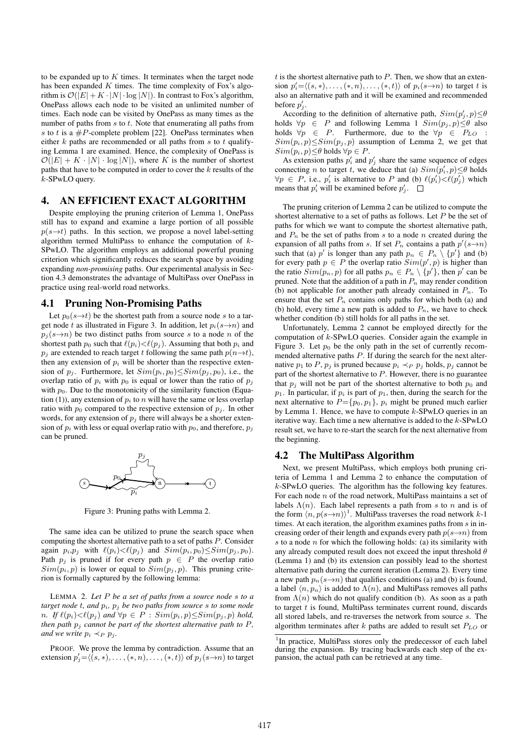to be expanded up to $K$ times. It terminates when the target node has been expanded $K$ times. The time complexity of Fox's algorithm is $\mathcal{O}(|E|+K\cdot|N|\cdot\log|N|)$. In contrast to Fox's algorithm, OnePass allows each node to be visited an unlimited number of times. Each node can be visited by OnePass as many times as the number of paths from $s$ to $t$. Note that enumerating all paths from $s$ to $t$ is a $\#P$-complete problem [22]. OnePass terminates when either $k$ paths are recommended or all paths from $s$ to $t$ qualifying Lemma 1 are examined. Hence, the complexity of OnePass is $\mathcal{O}(|E| + K \cdot |N| \cdot \log|N|)$, where $K$ is the number of shortest paths that have to be computed in order to cover the $k$ results of the $k$-SPwLO query.

## 4. AN EFFICIENT EXACT ALGORITHM

Despite employing the pruning criterion of Lemma 1, OnePass still has to expand and examine a large portion of all possible $p(s\to t)$ paths. In this section, we propose a novel label-setting algorithm termed MultiPass to enhance the computation of $k$-SPwLO. The algorithm employs an additional powerful pruning criterion which significantly reduces the search space by avoiding expanding *non-promising* paths. Our experimental analysis in Section 4.3 demonstrates the advantage of MultiPass over OnePass in practice using real-world road networks.

### 4.1 Pruning Non-Promising Paths

Let $p_0(s\to t)$ be the shortest path from a source node $s$ to a target node $t$ as illustrated in Figure 3. In addition, let $p_i(s\to n)$ and $p_j(s\to n)$ be two distinct paths from source $s$ to a node $n$ of the shortest path $p_0$ such that $\ell(p_i)<\ell(p_j)$. Assuming that both $p_i$ and $p_j$ are extended to reach target $t$ following the same path $p(n\to t)$, then any extension of $p_i$ will be shorter than the respective extension of $p_j$. Furthermore, let $Sim(p_i,p_0)\leq Sim(p_j,p_0)$, i.e., the overlap ratio of $p_i$ with $p_0$ is equal or lower than the ratio of $p_j$ with $p_0$. Due to the monotonicity of the similarity function (Equation (1)), any extension of $p_i$ to $n$ will have the same or less overlap ratio with $p_0$ compared to the respective extension of $p_j$. In other words, for any extension of $p_j$ there will always be a shorter extension of $p_i$ with less or equal overlap ratio with $p_0$, and therefore, $p_j$ can be pruned.

Figure 3: Pruning paths with Lemma 2.

The same idea can be utilized to prune the search space when computing the shortest alternative path to a set of paths $P$. Consider again $p_i$,$p_j$ with $\ell(p_i)<\ell(p_j)$ and $Sim(p_i,p_0)\leq Sim(p_j,p_0)$. Path $p_j$ is pruned if for every path $p\in P$ the overlap ratio $Sim(p_i,p)$ is lower or equal to $Sim(p_j,p)$. This pruning criterion is formally captured by the following lemma:

LEMMA 2. *Let $P$ be a set of paths from a source node $s$ to a target node $t$, and $p_i$, $p_j$ be two paths from source $s$ to some node $n$. If $\ell(p_i)<\ell(p_j)$ and $\forall p\in P : Sim(p_i,p)\leq Sim(p_j,p)$ hold, then path $p_j$ cannot be part of the shortest alternative path to $P$, and we write $p_i \prec_P p_j$.*

PROOF. We prove the lemma by contradiction. Assume that an extension $p'_j=\langle(s,*),\ldots,(*,n),\ldots,(*,t)\rangle$ of $p_j(s\to n)$ to target $t$ is the shortest alternative path to $P$. Then, we show that an extension $p'_i=\langle(s,*),\ldots,(*,n),\ldots,(*,t)\rangle$ of $p_i(s\to n)$ to target $t$ is also an alternative path and it will be examined and recommended before $p'_j$.

According to the definition of alternative path, $Sim(p'_j,p)\leq\theta$ holds $\forall p\in P$ and following Lemma 1 $Sim(p_j,p)\leq\theta$ also holds $\forall p\in P$. Furthermore, due to the $\forall p\in P_{LO}$ : $Sim(p_i,p)\leq Sim(p_j,p)$ assumption of Lemma 2, we get that $Sim(p_i,p)\leq\theta$ holds $\forall p\in P$.

As extension paths $p'_i$ and $p'_j$ share the same sequence of edges connecting $n$ to target $t$, we deduce that (a) $Sim(p'_i,p)\leq\theta$ holds $\forall p\in P$, i.e., $p'_i$ is alternative to $P$ and (b) $\ell(p'_i)<\ell(p'_j)$ which means that $p'_i$ will be examined before $p'_j$. $\square$

The pruning criterion of Lemma 2 can be utilized to compute the shortest alternative to a set of paths as follows. Let $P$ be the set of paths for which we want to compute the shortest alternative path, and $P_n$ be the set of paths from $s$ to a node $n$ created during the expansion of all paths from $s$. If set $P_n$ contains a path $p'(s\to n)$ such that (a) $p'$ is longer than any path $p_n\in P_n\setminus\{p'\}$ and (b) for every path $p\in P$ the overlap ratio $Sim(p',p)$ is higher than the ratio $Sim(p_n,p)$ for all paths $p_n\in P_n\setminus\{p'\}$, then $p'$ can be pruned. Note that the addition of a path in $P_n$ may render condition (b) not applicable for another path already contained in $P_n$. To ensure that the set $P_n$ contains only paths for which both (a) and (b) hold, every time a new path is added to $P_n$, we have to check whether condition (b) still holds for all paths in the set.

Unfortunately, Lemma 2 cannot be employed directly for the computation of $k$-SPwLO queries. Consider again the example in Figure 3. Let $p_0$ be the only path in the set of currently recommended alternative paths $P$. If during the search for the next alternative $p_1$ to $P$, $p_j$ is pruned because $p_i\prec_P p_j$ holds, $p_j$ cannot be part of the shortest alternative to $P$. However, there is no guarantee that $p_j$ will not be part of the shortest alternative to both $p_0$ and $p_1$. In particular, if $p_i$ is part of $p_1$, then, during the search for the next alternative to $P=\{p_0,p_1\}$, $p_i$ might be pruned much earlier by Lemma 1. Hence, we have to compute $k$-SPwLO queries in an iterative way. Each time a new alternative is added to the $k$-SPwLO result set, we have to re-start the search for the next alternative from the beginning.

### 4.2 The MultiPass Algorithm

Next, we present MultiPass, which employs both pruning criteria of Lemma 1 and Lemma 2 to enhance the computation of $k$-SPwLO queries. The algorithm has the following key features. For each node $n$ of the road network, MultiPass maintains a set of labels $\Lambda(n)$. Each label represents a path from $s$ to $n$ and is of the form $\langle n,p(s\to n)\rangle$[1]. MultiPass traverses the road network $k$-1 times. At each iteration, the algorithm examines paths from $s$ in increasing order of their length and expands every path $p(s\to n)$ from $s$ to a node $n$ for which the following holds: (a) its similarity with any already computed result does not exceed the input threshold $\theta$ (Lemma 1) and (b) its extension can possibly lead to the shortest alternative path during the current iteration (Lemma 2). Every time a new path $p_n(s\to n)$ that qualifies conditions (a) and (b) is found, a label $\langle n,p_n\rangle$ is added to $\Lambda(n)$, and MultiPass removes all paths from $\Lambda(n)$ which do not qualify condition (b). As soon as a path to target $t$ is found, MultiPass terminates current round, discards all stored labels, and re-traverses the network from source $s$. The algorithm terminates after $k$ paths are added to result set $P_{LO}$ or

[1] In practice, MultiPass stores only the predecessor of each label during the expansion. By tracing backwards each step of the expansion, the actual path can be retrieved at any time.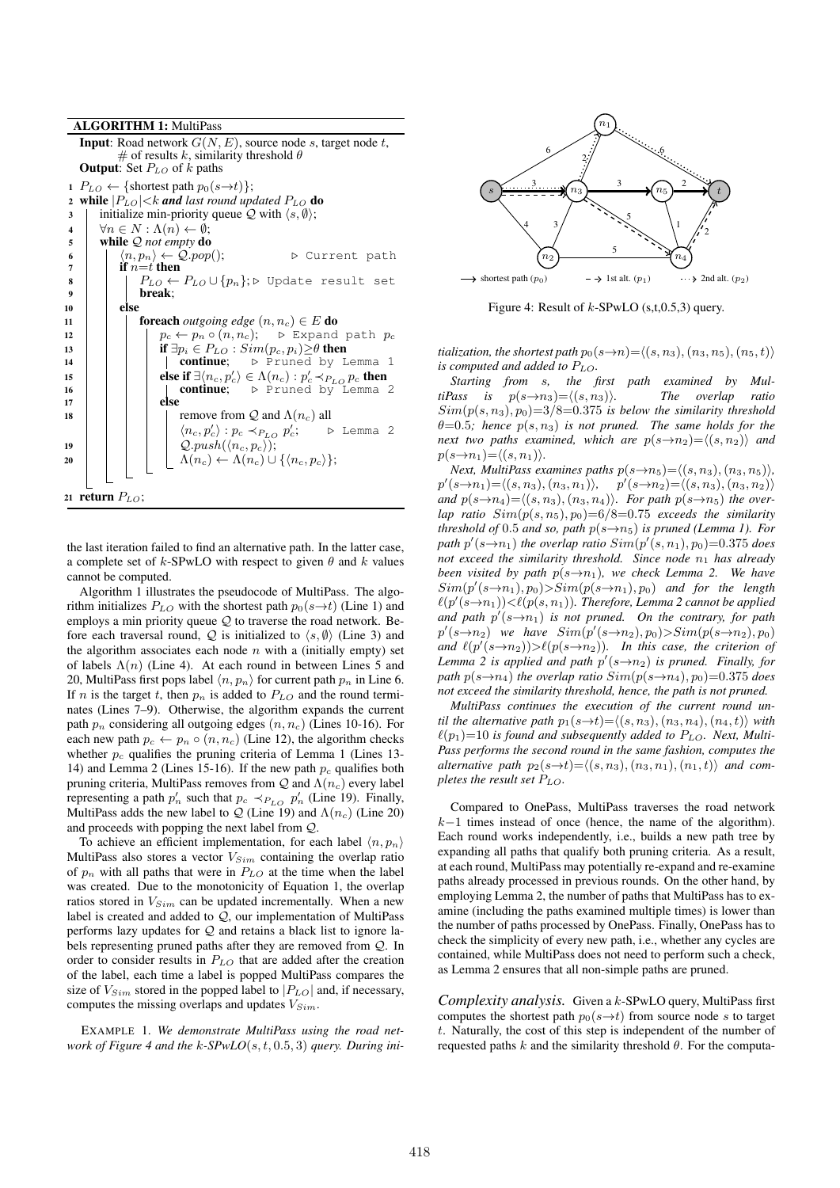**ALGORITHM 1:** MultiPass

**Input**: Road network $G(N, E)$, source node $s$, target node $t$, # of results $k$, similarity threshold $\theta$

**Output**: Set $P_{LO}$ of $k$ paths

```
1  P_LO ← {shortest path p_0(s→t)};
2  while |P_LO|<k and last round updated P_LO do
3      initialize min-priority queue Q with ⟨s, ∅⟩;
4      ∀n ∈ N : Λ(n) ← ∅;
5      while Q not empty do
6          ⟨n, p_n⟩ ← Q.pop();                    ▷ Current path
7          if n=t then
8              P_LO ← P_LO ∪ {p_n}; ▷ Update result set
9              break;
10         else
11             foreach outgoing edge (n, n_c) ∈ E do
12                 p_c ← p_n ∘ (n, n_c);     ▷ Expand path p_c
13                 if ∃p_i ∈ P_LO : Sim(p_c, p_i)≥θ then
14                     continue;     ▷ Pruned by Lemma 1
15                 else if ∃⟨n_c, p'_c⟩ ∈ Λ(n_c) : p'_c ≺_{P_LO} p_c then
16                     continue;     ▷ Pruned by Lemma 2
17                 else
18                     remove from Q and Λ(n_c) all
                       ⟨n_c, p'_c⟩ : p_c ≺_{P_LO} p'_c;     ▷ Lemma 2
19                     Q.push(⟨n_c, p_c⟩);
20                     Λ(n_c) ← Λ(n_c) ∪ {⟨n_c, p_c⟩};
21 return P_LO;
```

the last iteration failed to find an alternative path. In the latter case, a complete set of $k$-SPwLO with respect to given $\theta$ and $k$ values cannot be computed.

Algorithm 1 illustrates the pseudocode of MultiPass. The algorithm initializes $P_{LO}$ with the shortest path $p_0(s\rightarrow t)$ (Line 1) and employs a min priority queue $\mathcal{Q}$ to traverse the road network. Before each traversal round, $\mathcal{Q}$ is initialized to $\langle s, \emptyset\rangle$ (Line 3) and the algorithm associates each node $n$ with a (initially empty) set of labels $\Lambda(n)$ (Line 4). At each round in between Lines 5 and 20, MultiPass first pops label $\langle n, p_n\rangle$ for current path $p_n$ in Line 6. If $n$ is the target $t$, then $p_n$ is added to $P_{LO}$ and the round terminates (Lines 7–9). Otherwise, the algorithm expands the current path $p_n$ considering all outgoing edges $(n, n_c)$ (Lines 10-16). For each new path $p_c \leftarrow p_n \circ (n, n_c)$ (Line 12), the algorithm checks whether $p_c$ qualifies the pruning criteria of Lemma 1 (Lines 13-14) and Lemma 2 (Lines 15-16). If the new path $p_c$ qualifies both pruning criteria, MultiPass removes from $\mathcal{Q}$ and $\Lambda(n_c)$ every label representing a path $p'_n$ such that $p_c \prec_{P_{LO}} p'_n$ (Line 19). Finally, MultiPass adds the new label to $\mathcal{Q}$ (Line 19) and $\Lambda(n_c)$ (Line 20) and proceeds with popping the next label from $\mathcal{Q}$.

To achieve an efficient implementation, for each label $\langle n, p_n\rangle$ MultiPass also stores a vector $V_{Sim}$ containing the overlap ratio of $p_n$ with all paths that were in $P_{LO}$ at the time when the label was created. Due to the monotonicity of Equation 1, the overlap ratios stored in $V_{Sim}$ can be updated incrementally. When a new label is created and added to $\mathcal{Q}$, our implementation of MultiPass performs lazy updates for $\mathcal{Q}$ and retains a black list to ignore labels representing pruned paths after they are removed from $\mathcal{Q}$. In order to consider results in $P_{LO}$ that are added after the creation of the label, each time a label is popped MultiPass compares the size of $V_{Sim}$ stored in the popped label to $|P_{LO}|$ and, if necessary, computes the missing overlaps and updates $V_{Sim}$.

EXAMPLE 1. *We demonstrate MultiPass using the road network of Figure 4 and the k-SPwLO$(s, t, 0.5, 3)$ query. During initialization, the shortest path $p_0(s\rightarrow n)=\langle(s, n_3), (n_3, n_5), (n_5, t)\rangle$ is computed and added to $P_{LO}$.*

s, n1, n2, n3, n4, n5, t
6, 2, 6, 3, 3, 2, 4, 3, 5, 1, 2, 5
→ shortest path ($p_0$) - -> 1st alt. ($p_1$) ···> 2nd alt. ($p_2$)

Figure 4: Result of $k$-SPwLO (s,t,0.5,3) query.

*Starting from s, the first path examined by MultiPass is $p(s\rightarrow n_3)=\langle(s, n_3)\rangle$. The overlap ratio $Sim(p(s, n_3), p_0)=3/8=0.375$ is below the similarity threshold $\theta=0.5$; hence $p(s, n_3)$ is not pruned. The same holds for the next two paths examined, which are $p(s\rightarrow n_2)=\langle(s, n_2)\rangle$ and $p(s\rightarrow n_1)=\langle(s, n_1)\rangle$.*

*Next, MultiPass examines paths $p(s\rightarrow n_5)=\langle(s, n_3), (n_3, n_5)\rangle$, $p'(s\rightarrow n_1)=\langle(s, n_3), (n_3, n_1)\rangle$, $p'(s\rightarrow n_2)=\langle(s, n_3), (n_3, n_2)\rangle$ and $p(s\rightarrow n_4)=\langle(s, n_3), (n_3, n_4)\rangle$. For path $p(s\rightarrow n_5)$ the overlap ratio $Sim(p(s, n_5), p_0)=6/8=0.75$ exceeds the similarity threshold of 0.5 and so, path $p(s\rightarrow n_5)$ is pruned (Lemma 1). For path $p'(s\rightarrow n_1)$ the overlap ratio $Sim(p'(s, n_1), p_0)=0.375$ does not exceed the similarity threshold. Since node $n_1$ has already been visited by path $p(s\rightarrow n_1)$, we check Lemma 2. We have $Sim(p'(s\rightarrow n_1), p_0)>Sim(p(s\rightarrow n_1), p_0)$ and for the length $\ell(p'(s\rightarrow n_1))<\ell(p(s, n_1))$. Therefore, Lemma 2 cannot be applied and path $p'(s\rightarrow n_1)$ is not pruned. On the contrary, for path $p'(s\rightarrow n_2)$ we have $Sim(p'(s\rightarrow n_2), p_0)>Sim(p(s\rightarrow n_2), p_0)$ and $\ell(p'(s\rightarrow n_2))>\ell(p(s\rightarrow n_2))$. In this case, the criterion of Lemma 2 is applied and path $p'(s\rightarrow n_2)$ is pruned. Finally, for path $p(s\rightarrow n_4)$ the overlap ratio $Sim(p(s\rightarrow n_4), p_0)=0.375$ does not exceed the similarity threshold, hence, the path is not pruned.*

*MultiPass continues the execution of the current round until the alternative path $p_1(s\rightarrow t)=\langle(s, n_3), (n_3, n_4), (n_4, t)\rangle$ with $\ell(p_1)=10$ is found and subsequently added to $P_{LO}$. Next, MultiPass performs the second round in the same fashion, computes the alternative path $p_2(s\rightarrow t)=\langle(s, n_3), (n_3, n_1), (n_1, t)\rangle$ and completes the result set $P_{LO}$.*

Compared to OnePass, MultiPass traverses the road network $k-1$ times instead of once (hence, the name of the algorithm). Each round works independently, i.e., builds a new path tree by expanding all paths that qualify both pruning criteria. As a result, at each round, MultiPass may potentially re-expand and re-examine paths already processed in previous rounds. On the other hand, by employing Lemma 2, the number of paths that MultiPass has to examine (including the paths examined multiple times) is lower than the number of paths processed by OnePass. Finally, OnePass has to check the simplicity of every new path, i.e., whether any cycles are contained, while MultiPass does not need to perform such a check, as Lemma 2 ensures that all non-simple paths are pruned.

*Complexity analysis.* Given a $k$-SPwLO query, MultiPass first computes the shortest path $p_0(s\rightarrow t)$ from source node $s$ to target $t$. Naturally, the cost of this step is independent of the number of requested paths $k$ and the similarity threshold $\theta$. For the computa-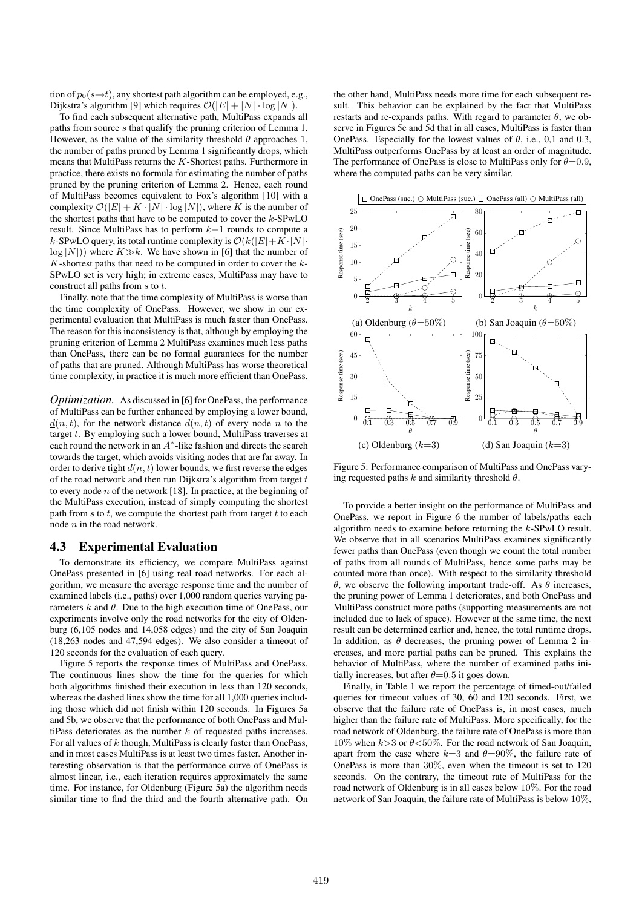tion of $p_0(s \rightarrow t)$, any shortest path algorithm can be employed, e.g., Dijkstra's algorithm [9] which requires $\mathcal{O}(|E| + |N| \cdot \log |N|)$.

To find each subsequent alternative path, MultiPass expands all paths from source $s$ that qualify the pruning criterion of Lemma 1. However, as the value of the similarity threshold $\theta$ approaches 1, the number of paths pruned by Lemma 1 significantly drops, which means that MultiPass returns the $K$-Shortest paths. Furthermore in practice, there exists no formula for estimating the number of paths pruned by the pruning criterion of Lemma 2. Hence, each round of MultiPass becomes equivalent to Fox's algorithm [10] with a complexity $\mathcal{O}(|E| + K \cdot |N| \cdot \log |N|)$, where $K$ is the number of the shortest paths that have to be computed to cover the $k$-SPwLO result. Since MultiPass has to perform $k-1$ rounds to compute a $k$-SPwLO query, its total runtime complexity is $\mathcal{O}(k(|E|+K \cdot |N| \cdot \log |N|))$ where $K \gg k$. We have shown in [6] that the number of $K$-shortest paths that need to be computed in order to cover the $k$-SPwLO set is very high; in extreme cases, MultiPass may have to construct all paths from $s$ to $t$.

Finally, note that the time complexity of MultiPass is worse than the time complexity of OnePass. However, we show in our experimental evaluation that MultiPass is much faster than OnePass. The reason for this inconsistency is that, although by employing the pruning criterion of Lemma 2 MultiPass examines much less paths than OnePass, there can be no formal guarantees for the number of paths that are pruned. Although MultiPass has worse theoretical time complexity, in practice it is much more efficient than OnePass.

*Optimization.* As discussed in [6] for OnePass, the performance of MultiPass can be further enhanced by employing a lower bound, $\underline{d}(n, t)$, for the network distance $d(n, t)$ of every node $n$ to the target $t$. By employing such a lower bound, MultiPass traverses at each round the network in an $A^*$-like fashion and directs the search towards the target, which avoids visiting nodes that are far away. In order to derive tight $\underline{d}(n, t)$ lower bounds, we first reverse the edges of the road network and then run Dijkstra's algorithm from target $t$ to every node $n$ of the network [18]. In practice, at the beginning of the MultiPass execution, instead of simply computing the shortest path from $s$ to $t$, we compute the shortest path from target $t$ to each node $n$ in the road network.

## 4.3 Experimental Evaluation

To demonstrate its efficiency, we compare MultiPass against OnePass presented in [6] using real road networks. For each algorithm, we measure the average response time and the number of examined labels (i.e., paths) over 1,000 random queries varying parameters $k$ and $\theta$. Due to the high execution time of OnePass, our experiments involve only the road networks for the city of Oldenburg (6,105 nodes and 14,058 edges) and the city of San Joaquin (18,263 nodes and 47,594 edges). We also consider a timeout of 120 seconds for the evaluation of each query.

Figure 5 reports the response times of MultiPass and OnePass. The continuous lines show the time for the queries for which both algorithms finished their execution in less than 120 seconds, whereas the dashed lines show the time for all 1,000 queries including those which did not finish within 120 seconds. In Figures 5a and 5b, we observe that the performance of both OnePass and MultiPass deteriorates as the number $k$ of requested paths increases. For all values of $k$ though, MultiPass is clearly faster than OnePass, and in most cases MultiPass is at least two times faster. Another interesting observation is that the performance curve of OnePass is almost linear, i.e., each iteration requires approximately the same time. For instance, for Oldenburg (Figure 5a) the algorithm needs similar time to find the third and the fourth alternative path. On the other hand, MultiPass needs more time for each subsequent result. This behavior can be explained by the fact that MultiPass restarts and re-expands paths. With regard to parameter $\theta$, we observe in Figures 5c and 5d that in all cases, MultiPass is faster than OnePass. Especially for the lowest values of $\theta$, i.e., 0,1 and 0.3, MultiPass outperforms OnePass by at least an order of magnitude. The performance of OnePass is close to MultiPass only for $\theta$=0.9, where the computed paths can be very similar.

OnePass (suc.) MultiPass (suc.) OnePass (all) MultiPass (all)

Response time (sec)

k

(a) Oldenburg ($\theta$=50%)

(b) San Joaquin ($\theta$=50%)

θ

(c) Oldenburg ($k$=3)

(d) San Joaquin ($k$=3)

Figure 5: Performance comparison of MultiPass and OnePass varying requested paths $k$ and similarity threshold $\theta$.

To provide a better insight on the performance of MultiPass and OnePass, we report in Figure 6 the number of labels/paths each algorithm needs to examine before returning the $k$-SPwLO result. We observe that in all scenarios MultiPass examines significantly fewer paths than OnePass (even though we count the total number of paths from all rounds of MultiPass, hence some paths may be counted more than once). With respect to the similarity threshold $\theta$, we observe the following important trade-off. As $\theta$ increases, the pruning power of Lemma 1 deteriorates, and both OnePass and MultiPass construct more paths (supporting measurements are not included due to lack of space). However at the same time, the next result can be determined earlier and, hence, the total runtime drops. In addition, as $\theta$ decreases, the pruning power of Lemma 2 increases, and more partial paths can be pruned. This explains the behavior of MultiPass, where the number of examined paths initially increases, but after $\theta$=0.5 it goes down.

Finally, in Table 1 we report the percentage of timed-out/failed queries for timeout values of 30, 60 and 120 seconds. First, we observe that the failure rate of OnePass is, in most cases, much higher than the failure rate of MultiPass. More specifically, for the road network of Oldenburg, the failure rate of OnePass is more than 10% when $k$>3 or $\theta$<50%. For the road network of San Joaquin, apart from the case where $k$=3 and $\theta$=90%, the failure rate of OnePass is more than 30%, even when the timeout is set to 120 seconds. On the contrary, the timeout rate of MultiPass for the road network of Oldenburg is in all cases below 10%. For the road network of San Joaquin, the failure rate of MultiPass is below 10%,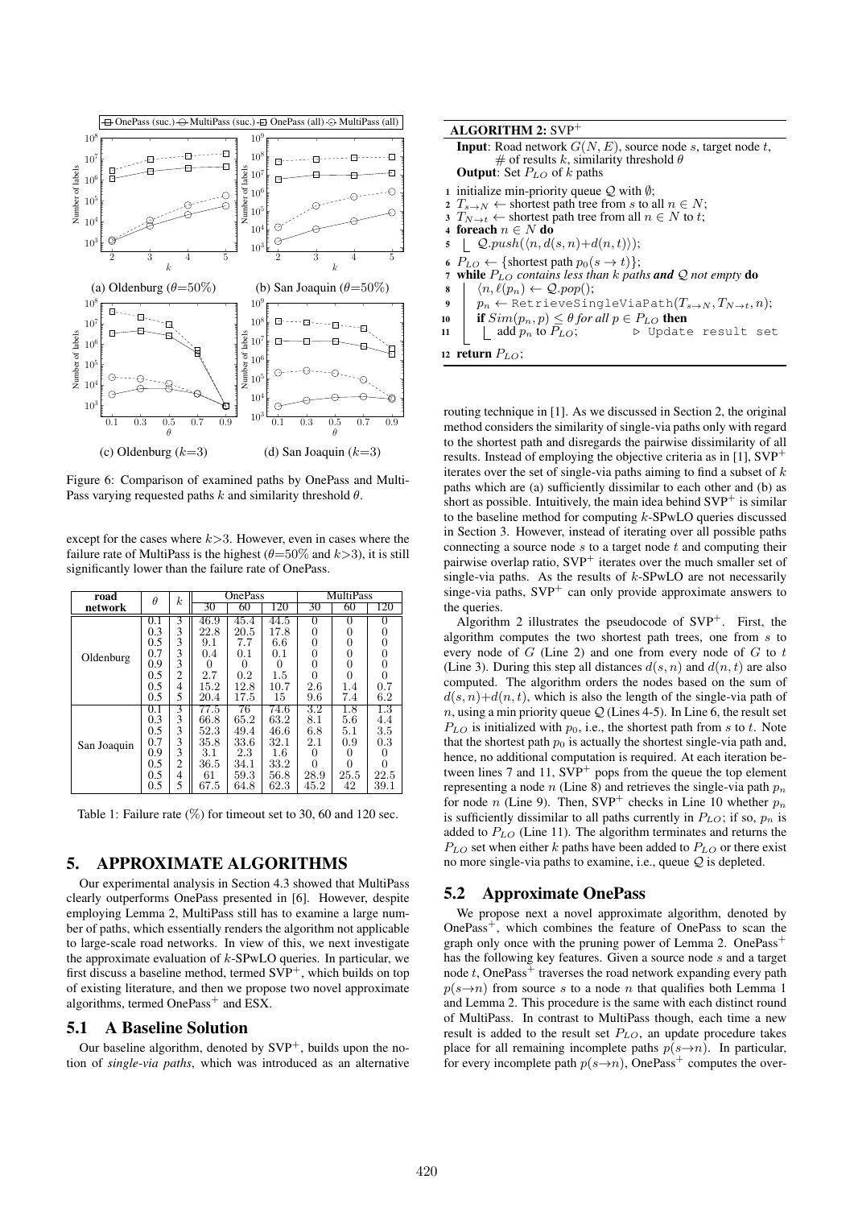□ OnePass (suc.) ○ MultiPass (suc.) □ OnePass (all) ○ MultiPass (all)

Number of labels

(a) Oldenburg ($\theta$=50%)

(b) San Joaquin ($\theta$=50%)

(c) Oldenburg ($k$=3)

(d) San Joaquin ($k$=3)

Figure 6: Comparison of examined paths by OnePass and MultiPass varying requested paths $k$ and similarity threshold $\theta$.

except for the cases where $k>3$. However, even in cases where the failure rate of MultiPass is the highest ($\theta$=50% and $k>3$), it is still significantly lower than the failure rate of OnePass.

| road network | $\theta$ | $k$ | OnePass | | | MultiPass | | |
|---|---|---|---|---|---|---|---|---|
| | | | 30 | 60 | 120 | 30 | 60 | 120 |
| Oldenburg | 0.1 | 3 | 46.9 | 45.4 | 44.5 | 0 | 0 | 0 |
| | 0.3 | 3 | 22.8 | 20.5 | 17.8 | 0 | 0 | 0 |
| | 0.5 | 3 | 9.1 | 7.7 | 6.6 | 0 | 0 | 0 |
| | 0.7 | 3 | 0.4 | 0.1 | 0.1 | 0 | 0 | 0 |
| | 0.9 | 3 | 0 | 0 | 0 | 0 | 0 | 0 |
| | 0.5 | 2 | 2.7 | 0.2 | 1.5 | 0 | 0 | 0 |
| | 0.5 | 4 | 15.2 | 12.8 | 10.7 | 2.6 | 1.4 | 0.7 |
| | 0.5 | 5 | 20.4 | 17.5 | 15 | 9.6 | 7.4 | 6.2 |
| San Joaquin | 0.1 | 3 | 77.5 | 76 | 74.6 | 3.2 | 1.8 | 1.3 |
| | 0.3 | 3 | 66.8 | 65.2 | 63.2 | 8.1 | 5.6 | 4.4 |
| | 0.5 | 3 | 52.3 | 49.4 | 46.6 | 6.8 | 5.1 | 3.5 |
| | 0.7 | 3 | 35.8 | 33.6 | 32.1 | 2.1 | 0.9 | 0.3 |
| | 0.9 | 3 | 3.1 | 2.3 | 1.6 | 0 | 0 | 0 |
| | 0.5 | 2 | 36.5 | 34.1 | 33.2 | 0 | 0 | 0 |
| | 0.5 | 4 | 61 | 59.3 | 56.8 | 28.9 | 25.5 | 22.5 |
| | 0.5 | 5 | 67.5 | 64.8 | 62.3 | 45.2 | 42 | 39.1 |

Table 1: Failure rate (%) for timeout set to 30, 60 and 120 sec.

## 5. APPROXIMATE ALGORITHMS

Our experimental analysis in Section 4.3 showed that MultiPass clearly outperforms OnePass presented in [6]. However, despite employing Lemma 2, MultiPass still has to examine a large number of paths, which essentially renders the algorithm not applicable to large-scale road networks. In view of this, we next investigate the approximate evaluation of $k$-SPwLO queries. In particular, we first discuss a baseline method, termed SVP$^+$, which builds on top of existing literature, and then we propose two novel approximate algorithms, termed OnePass$^+$ and ESX.

### 5.1 A Baseline Solution

Our baseline algorithm, denoted by SVP$^+$, builds upon the notion of *single-via paths*, which was introduced as an alternative routing technique in [1]. As we discussed in Section 2, the original method considers the similarity of single-via paths only with regard to the shortest path and disregards the pairwise dissimilarity of all results. Instead of employing the objective criteria as in [1], SVP$^+$ iterates over the set of single-via paths aiming to find a subset of $k$ paths which are (a) sufficiently dissimilar to each other and (b) as short as possible. Intuitively, the main idea behind SVP$^+$ is similar to the baseline method for computing $k$-SPwLO queries discussed in Section 3. However, instead of iterating over all possible paths connecting a source node $s$ to a target node $t$ and computing their pairwise overlap ratio, SVP$^+$ iterates over the much smaller set of single-via paths. As the results of $k$-SPwLO are not necessarily singe-via paths, SVP$^+$ can only provide approximate answers to the queries.

Algorithm 2 illustrates the pseudocode of SVP$^+$. First, the algorithm computes the two shortest path trees, one from $s$ to every node of $G$ (Line 2) and one from every node of $G$ to $t$ (Line 3). During this step all distances $d(s,n)$ and $d(n,t)$ are also computed. The algorithm orders the nodes based on the sum of $d(s,n)+d(n,t)$, which is also the length of the single-via path of $n$, using a min priority queue $\mathcal{Q}$ (Lines 4-5). In Line 6, the result set $P_{LO}$ is initialized with $p_0$, i.e., the shortest path from $s$ to $t$. Note that the shortest path $p_0$ is actually the shortest single-via path and, hence, no additional computation is required. At each iteration between lines 7 and 11, SVP$^+$ pops from the queue the top element representing a node $n$ (Line 8) and retrieves the single-via path $p_n$ for node $n$ (Line 9). Then, SVP$^+$ checks in Line 10 whether $p_n$ is sufficiently dissimilar to all paths currently in $P_{LO}$; if so, $p_n$ is added to $P_{LO}$ (Line 11). The algorithm terminates and returns the $P_{LO}$ set when either $k$ paths have been added to $P_{LO}$ or there exist no more single-via paths to examine, i.e., queue $\mathcal{Q}$ is depleted.

**ALGORITHM 2:** SVP$^+$

**Input**: Road network $G(N,E)$, source node $s$, target node $t$, # of results $k$, similarity threshold $\theta$
**Output**: Set $P_{LO}$ of $k$ paths

```
1  initialize min-priority queue Q with ∅;
2  T_{s→N} ← shortest path tree from s to all n ∈ N;
3  T_{N→t} ← shortest path tree from all n ∈ N to t;
4  foreach n ∈ N do
5      Q.push(⟨n, d(s,n)+d(n,t)⟩);
6  P_LO ← {shortest path p_0(s → t)};
7  while P_LO contains less than k paths and Q not empty do
8      ⟨n, ℓ(p_n)⟩ ← Q.pop();
9      p_n ← RetrieveSingleViaPath(T_{s→N}, T_{N→t}, n);
10     if Sim(p_n, p) ≤ θ for all p ∈ P_LO then
11         add p_n to P_LO;          ▷ Update result set
12 return P_LO;
```

### 5.2 Approximate OnePass

We propose next a novel approximate algorithm, denoted by OnePass$^+$, which combines the feature of OnePass to scan the graph only once with the pruning power of Lemma 2. OnePass$^+$ has the following key features. Given a source node $s$ and a target node $t$, OnePass$^+$ traverses the road network expanding every path $p(s{\rightarrow}n)$ from source $s$ to a node $n$ that qualifies both Lemma 1 and Lemma 2. This procedure is the same with each distinct round of MultiPass. In contrast to MultiPass though, each time a new result is added to the result set $P_{LO}$, an update procedure takes place for all remaining incomplete paths $p(s{\rightarrow}n)$. In particular, for every incomplete path $p(s{\rightarrow}n)$, OnePass$^+$ computes the over-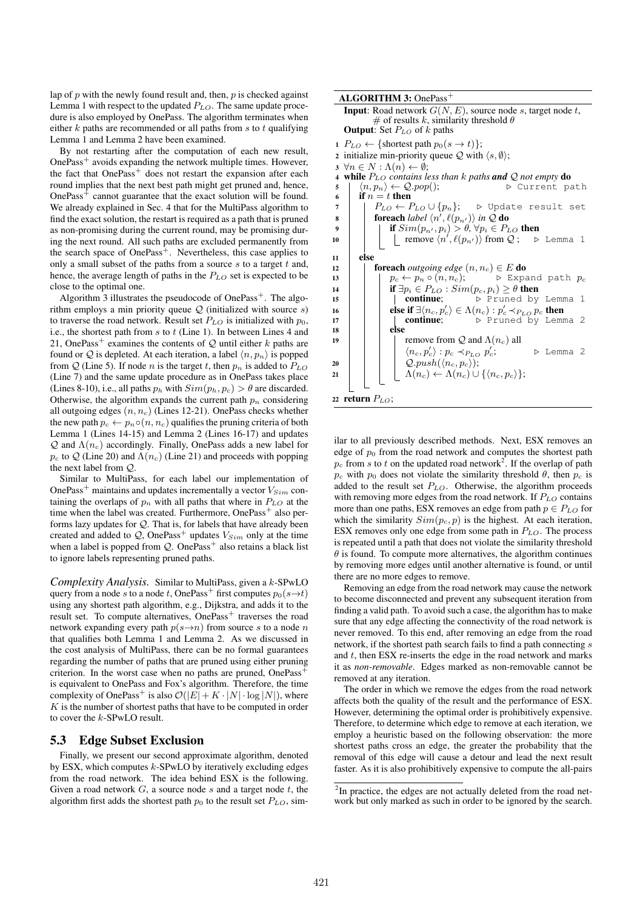lap of $p$ with the newly found result and, then, $p$ is checked against Lemma 1 with respect to the updated $P_{LO}$. The same update procedure is also employed by OnePass. The algorithm terminates when either $k$ paths are recommended or all paths from $s$ to $t$ qualifying Lemma 1 and Lemma 2 have been examined.

By not restarting after the computation of each new result, OnePass$^+$ avoids expanding the network multiple times. However, the fact that OnePass$^+$ does not restart the expansion after each round implies that the next best path might get pruned and, hence, OnePass$^+$ cannot guarantee that the exact solution will be found. We already explained in Sec. 4 that for the MultiPass algorithm to find the exact solution, the restart is required as a path that is pruned as non-promising during the current round, may be promising during the next round. All such paths are excluded permanently from the search space of OnePass$^+$. Nevertheless, this case applies to only a small subset of the paths from a source $s$ to a target $t$ and, hence, the average length of paths in the $P_{LO}$ set is expected to be close to the optimal one.

Algorithm 3 illustrates the pseudocode of OnePass$^+$. The algorithm employs a min priority queue $\mathcal{Q}$ (initialized with source $s$) to traverse the road network. Result set $P_{LO}$ is initialized with $p_0$, i.e., the shortest path from $s$ to $t$ (Line 1). In between Lines 4 and 21, OnePass$^+$ examines the contents of $\mathcal{Q}$ until either $k$ paths are found or $\mathcal{Q}$ is depleted. At each iteration, a label $\langle n, p_n \rangle$ is popped from $\mathcal{Q}$ (Line 5). If node $n$ is the target $t$, then $p_n$ is added to $P_{LO}$ (Line 7) and the same update procedure as in OnePass takes place (Lines 8-10), i.e., all paths $p_h$ with $Sim(p_h, p_c) > \theta$ are discarded. Otherwise, the algorithm expands the current path $p_n$ considering all outgoing edges $(n, n_c)$ (Lines 12-21). OnePass checks whether the new path $p_c \leftarrow p_n \circ (n, n_c)$ qualifies the pruning criteria of both Lemma 1 (Lines 14-15) and Lemma 2 (Lines 16-17) and updates $\mathcal{Q}$ and $\Lambda(n_c)$ accordingly. Finally, OnePass adds a new label for $p_c$ to $\mathcal{Q}$ (Line 20) and $\Lambda(n_c)$ (Line 21) and proceeds with popping the next label from $\mathcal{Q}$.

Similar to MultiPass, for each label our implementation of OnePass$^+$ maintains and updates incrementally a vector $V_{Sim}$ containing the overlaps of $p_n$ with all paths that where in $P_{LO}$ at the time when the label was created. Furthermore, OnePass$^+$ also performs lazy updates for $\mathcal{Q}$. That is, for labels that have already been created and added to $\mathcal{Q}$, OnePass$^+$ updates $V_{Sim}$ only at the time when a label is popped from $\mathcal{Q}$. OnePass$^+$ also retains a black list to ignore labels representing pruned paths.

*Complexity Analysis.* Similar to MultiPass, given a $k$-SPwLO query from a node $s$ to a node $t$, OnePass$^+$ first computes $p_0(s \rightarrow t)$ using any shortest path algorithm, e.g., Dijkstra, and adds it to the result set. To compute alternatives, OnePass$^+$ traverses the road network expanding every path $p(s \rightarrow n)$ from source $s$ to a node $n$ that qualifies both Lemma 1 and Lemma 2. As we discussed in the cost analysis of MultiPass, there can be no formal guarantees regarding the number of paths that are pruned using either pruning criterion. In the worst case when no paths are pruned, OnePass$^+$ is equivalent to OnePass and Fox's algorithm. Therefore, the time complexity of OnePass$^+$ is also $\mathcal{O}(|E| + K \cdot |N| \cdot \log |N|)$, where $K$ is the number of shortest paths that have to be computed in order to cover the $k$-SPwLO result.

## 5.3 Edge Subset Exclusion

Finally, we present our second approximate algorithm, denoted by ESX, which computes $k$-SPwLO by iteratively excluding edges from the road network. The idea behind ESX is the following. Given a road network $G$, a source node $s$ and a target node $t$, the algorithm first adds the shortest path $p_0$ to the result set $P_{LO}$, similar to all previously described methods. Next, ESX removes an edge of $p_0$ from the road network and computes the shortest path $p_c$ from $s$ to $t$ on the updated road network[2]. If the overlap of path $p_c$ with $p_0$ does not violate the similarity threshold $\theta$, then $p_c$ is added to the result set $P_{LO}$. Otherwise, the algorithm proceeds with removing more edges from the road network. If $P_{LO}$ contains more than one paths, ESX removes an edge from path $p \in P_{LO}$ for which the similarity $Sim(p_c, p)$ is the highest. At each iteration, ESX removes only one edge from some path in $P_{LO}$. The process is repeated until a path that does not violate the similarity threshold $\theta$ is found. To compute more alternatives, the algorithm continues by removing more edges until another alternative is found, or until there are no more edges to remove.

**ALGORITHM 3:** OnePass$^+$

```
Input: Road network G(N, E), source node s, target node t,
       # of results k, similarity threshold θ
Output: Set P_LO of k paths
1  P_LO ← {shortest path p_0(s → t)};
2  initialize min-priority queue Q with ⟨s, ∅⟩;
3  ∀n ∈ N : Λ(n) ← ∅;
4  while P_LO contains less than k paths and Q not empty do
5      ⟨n, p_n⟩ ← Q.pop();                         ▷ Current path
6      if n = t then
7          P_LO ← P_LO ∪ {p_n};                     ▷ Update result set
8          foreach label ⟨n', ℓ(p_n')⟩ in Q do
9              if Sim(p_n', p_i) > θ, ∀p_i ∈ P_LO then
10                 remove ⟨n', ℓ(p_n')⟩ from Q ;    ▷ Lemma 1
11     else
12         foreach outgoing edge (n, n_c) ∈ E do
13             p_c ← p_n ∘ (n, n_c);                ▷ Expand path p_c
14             if ∃p_i ∈ P_LO : Sim(p_c, p_i) ≥ θ then
15                 continue;                        ▷ Pruned by Lemma 1
16             else if ∃⟨n_c, p'_c⟩ ∈ Λ(n_c) : p'_c ≺_{P_LO} p_c then
17                 continue;                        ▷ Pruned by Lemma 2
18             else
19                 remove from Q and Λ(n_c) all
                   ⟨n_c, p'_c⟩ : p_c ≺_{P_LO} p'_c;   ▷ Lemma 2
20                 Q.push(⟨n_c, p_c⟩);
21                 Λ(n_c) ← Λ(n_c) ∪ {⟨n_c, p_c⟩};
22 return P_LO;
```

Removing an edge from the road network may cause the network to become disconnected and prevent any subsequent iteration from finding a valid path. To avoid such a case, the algorithm has to make sure that any edge affecting the connectivity of the road network is never removed. To this end, after removing an edge from the road network, if the shortest path search fails to find a path connecting $s$ and $t$, then ESX re-inserts the edge in the road network and marks it as *non-removable*. Edges marked as non-removable cannot be removed at any iteration.

The order in which we remove the edges from the road network affects both the quality of the result and the performance of ESX. However, determining the optimal order is prohibitively expensive. Therefore, to determine which edge to remove at each iteration, we employ a heuristic based on the following observation: the more shortest paths cross an edge, the greater the probability that the removal of this edge will cause a detour and lead the next result faster. As it is also prohibitively expensive to compute the all-pairs

[2] In practice, the edges are not actually deleted from the road network but only marked as such in order to be ignored by the search.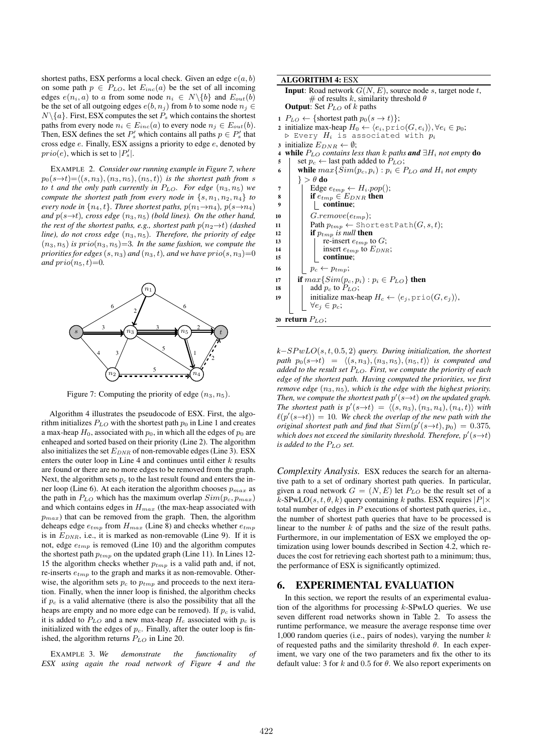shortest paths, ESX performs a local check. Given an edge $e(a, b)$ on some path $p \in P_{LO}$, let $E_{inc}(a)$ be the set of all incoming edges $e(n_i, a)$ to $a$ from some node $n_i \in N \backslash \{b\}$ and $E_{out}(b)$ be the set of all outgoing edges $e(b, n_j)$ from $b$ to some node $n_j \in N \backslash \{a\}$. First, ESX computes the set $P_s$ which contains the shortest paths from every node $n_i \in E_{inc}(a)$ to every node $n_j \in E_{out}(b)$. Then, ESX defines the set $P'_s$ which contains all paths $p \in P'_s$ that cross edge $e$. Finally, ESX assigns a priority to edge $e$, denoted by $prio(e)$, which is set to $|P'_s|$.

EXAMPLE 2. *Consider our running example in Figure 7, where $p_0(s \to t) = \langle (s, n_3), (n_3, n_5), (n_5, t) \rangle$ is the shortest path from $s$ to $t$ and the only path currently in $P_{LO}$. For edge $(n_3, n_5)$ we compute the shortest path from every node in $\{s, n_1, n_2, n_4\}$ to every node in $\{n_4, t\}$. Three shortest paths, $p(n_1 \to n_4)$, $p(s \to n_4)$ and $p(s \to t)$, cross edge $(n_3, n_5)$ (bold lines). On the other hand, the rest of the shortest paths, e.g., shortest path $p(n_2 \to t)$ (dashed line), do not cross edge $(n_3, n_5)$. Therefore, the priority of edge $(n_3, n_5)$ is $prio(n_3, n_5)$=3. In the same fashion, we compute the priorities for edges $(s, n_3)$ and $(n_3, t)$, and we have $prio(s, n_3)$=0 and $prio(n_5, t)$=0.*

Figure 7: Computing the priority of edge $(n_3, n_5)$.

Algorithm 4 illustrates the pseudocode of ESX. First, the algorithm initializes $P_{LO}$ with the shortest path $p_0$ in Line 1 and creates a max-heap $H_0$, associated with $p_0$, in which all the edges of $p_0$ are enheaped and sorted based on their priority (Line 2). The algorithm also initializes the set $E_{DNR}$ of non-removable edges (Line 3). ESX enters the outer loop in Line 4 and continues until either $k$ results are found or there are no more edges to be removed from the graph. Next, the algorithm sets $p_c$ to the last result found and enters the inner loop (Line 6). At each iteration the algorithm chooses $p_{max}$ as the path in $P_{LO}$ which has the maximum overlap $Sim(p_c, p_{max})$ and which contains edges in $H_{max}$ (the max-heap associated with $p_{max}$) that can be removed from the graph. Then, the algorithm deheaps edge $e_{tmp}$ from $H_{max}$ (Line 8) and checks whether $e_{tmp}$ is in $E_{DNR}$, i.e., it is marked as non-removable (Line 9). If it is not, edge $e_{tmp}$ is removed (Line 10) and the algorithm computes the shortest path $p_{tmp}$ on the updated graph (Line 11). In Lines 12-15 the algorithm checks whether $p_{tmp}$ is a valid path and, if not, re-inserts $e_{tmp}$ to the graph and marks it as non-removable. Otherwise, the algorithm sets $p_c$ to $p_{tmp}$ and proceeds to the next iteration. Finally, when the inner loop is finished, the algorithm checks if $p_c$ is a valid alternative (there is also the possibility that all the heaps are empty and no more edge can be removed). If $p_c$ is valid, it is added to $P_{LO}$ and a new max-heap $H_c$ associated with $p_c$ is initialized with the edges of $p_c$. Finally, after the outer loop is finished, the algorithm returns $P_{LO}$ in Line 20.

EXAMPLE 3. *We demonstrate the functionality of ESX using again the road network of Figure 4 and the $k$−$SPwLO(s, t, 0.5, 2)$ query. During initialization, the shortest path $p_0(s \to t) = \langle (s, n_3), (n_3, n_5), (n_5, t) \rangle$ is computed and added to the result set $P_{LO}$. First, we compute the priority of each edge of the shortest path. Having computed the priorities, we first remove edge $(n_3, n_5)$, which is the edge with the highest priority. Then, we compute the shortest path $p'(s \to t)$ on the updated graph. The shortest path is $p'(s \to t) = \langle (s, n_3), (n_3, n_4), (n_4, t) \rangle$ with $\ell(p'(s \to t)) = 10$. We check the overlap of the new path with the original shortest path and find that $Sim(p'(s \to t), p_0) = 0.375$, which does not exceed the similarity threshold. Therefore, $p'(s \to t)$ is added to the $P_{LO}$ set.*

**ALGORITHM 4:** ESX

**Input**: Road network $G(N, E)$, source node $s$, target node $t$, # of results $k$, similarity threshold $\theta$
**Output**: Set $P_{LO}$ of $k$ paths

```
1  P_LO ← {shortest path p_0(s → t)};
2  initialize max-heap H_0 ← ⟨e_i, prio(G, e_i)⟩, ∀e_i ∈ p_0;
   ▷ Every H_i is associated with p_i
3  initialize E_DNR ← ∅;
4  while P_LO contains less than k paths and ∃H_i not empty do
5      set p_c ← last path added to P_LO;
6      while max{Sim(p_c, p_i) : p_i ∈ P_LO and H_i not empty} > θ do
7          Edge e_tmp ← H_i.pop();
8          if e_tmp ∈ E_DNR then
9              continue;
10         G.remove(e_tmp);
11         Path p_tmp ← ShortestPath(G, s, t);
12         if p_tmp is null then
13             re-insert e_tmp to G;
14             insert e_tmp to E_DNR;
15             continue;
16         p_c ← p_tmp;
17     if max{Sim(p_c, p_i) : p_i ∈ P_LO} then
18         add p_c to P_LO;
19         initialize max-heap H_c ← ⟨e_j, prio(G, e_j)⟩, ∀e_j ∈ p_c;
20 return P_LO;
```

***Complexity Analysis.*** ESX reduces the search for an alternative path to a set of ordinary shortest path queries. In particular, given a road network $G = (N, E)$ let $P_{LO}$ be the result set of a $k$-SPwLO$(s, t, \theta, k)$ query containing $k$ paths. ESX requires $|P| \times$ total number of edges in $P$ executions of shortest path queries, i.e., the number of shortest path queries that have to be processed is linear to the number $k$ of paths and the size of the result paths. Furthermore, in our implementation of ESX we employed the optimization using lower bounds described in Section 4.2, which reduces the cost for retrieving each shortest path to a minimum; thus, the performance of ESX is significantly optimized.

## 6. EXPERIMENTAL EVALUATION

In this section, we report the results of an experimental evaluation of the algorithms for processing $k$-SPwLO queries. We use seven different road networks shown in Table 2. To assess the runtime performance, we measure the average response time over 1,000 random queries (i.e., pairs of nodes), varying the number $k$ of requested paths and the similarity threshold $\theta$. In each experiment, we vary one of the two parameters and fix the other to its default value: 3 for $k$ and 0.5 for $\theta$. We also report experiments on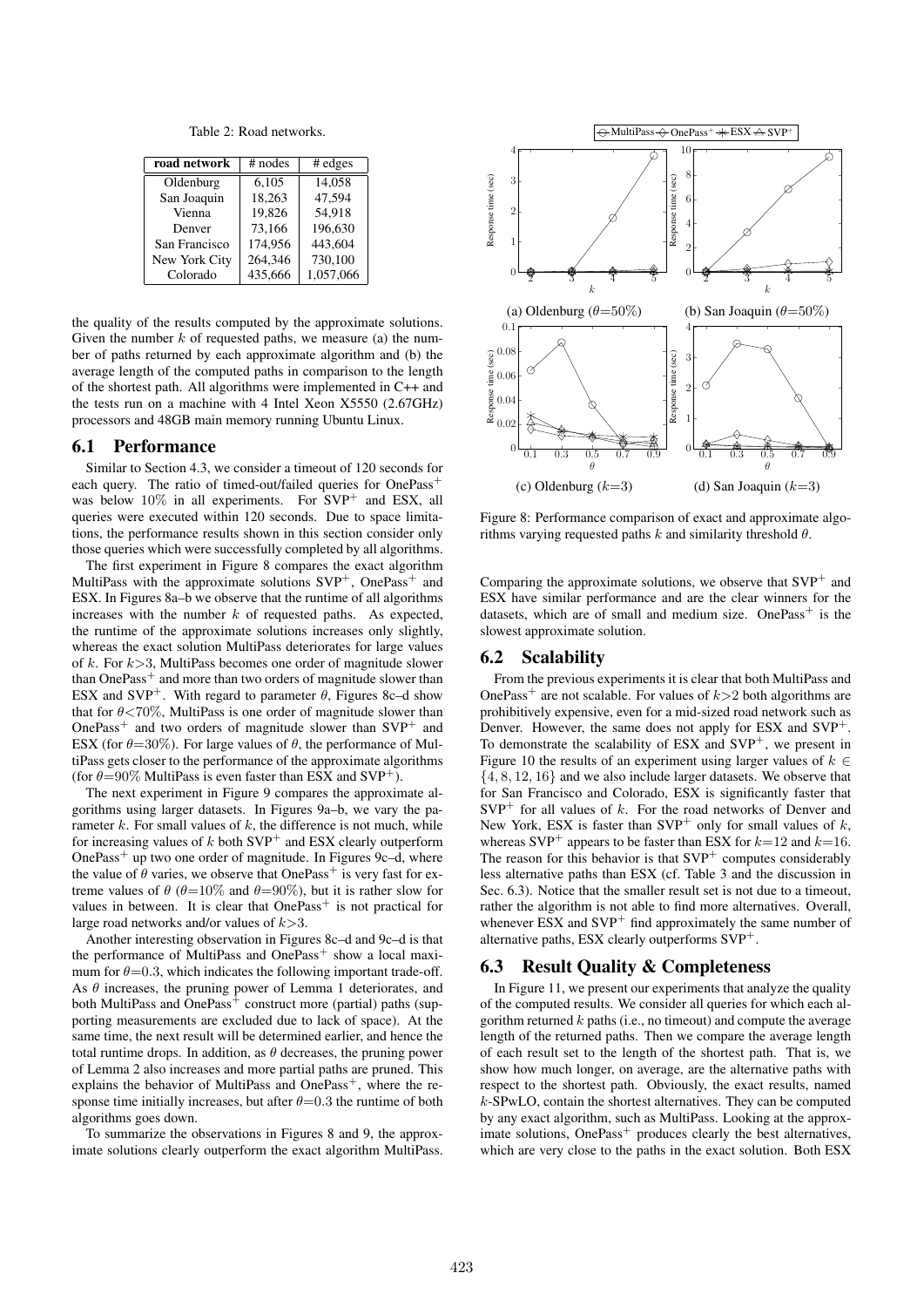Table 2: Road networks.

| road network | # nodes | # edges |
|---|---|---|
| Oldenburg | 6,105 | 14,058 |
| San Joaquin | 18,263 | 47,594 |
| Vienna | 19,826 | 54,918 |
| Denver | 73,166 | 196,630 |
| San Francisco | 174,956 | 443,604 |
| New York City | 264,346 | 730,100 |
| Colorado | 435,666 | 1,057,066 |

the quality of the results computed by the approximate solutions. Given the number $k$ of requested paths, we measure (a) the number of paths returned by each approximate algorithm and (b) the average length of the computed paths in comparison to the length of the shortest path. All algorithms were implemented in C++ and the tests run on a machine with 4 Intel Xeon X5550 (2.67GHz) processors and 48GB main memory running Ubuntu Linux.

## 6.1 Performance

Similar to Section 4.3, we consider a timeout of 120 seconds for each query. The ratio of timed-out/failed queries for OnePass$^+$ was below $10\%$ in all experiments. For SVP$^+$ and ESX, all queries were executed within 120 seconds. Due to space limitations, the performance results shown in this section consider only those queries which were successfully completed by all algorithms.

The first experiment in Figure 8 compares the exact algorithm MultiPass with the approximate solutions SVP$^+$, OnePass$^+$ and ESX. In Figures 8a–b we observe that the runtime of all algorithms increases with the number $k$ of requested paths. As expected, the runtime of the approximate solutions increases only slightly, whereas the exact solution MultiPass deteriorates for large values of $k$. For $k{>}3$, MultiPass becomes one order of magnitude slower than OnePass$^+$ and more than two orders of magnitude slower than ESX and SVP$^+$. With regard to parameter $\theta$, Figures 8c–d show that for $\theta{<}70\%$, MultiPass is one order of magnitude slower than OnePass$^+$ and two orders of magnitude slower than SVP$^+$ and ESX (for $\theta{=}30\%$). For large values of $\theta$, the performance of MultiPass gets closer to the performance of the approximate algorithms (for $\theta{=}90\%$ MultiPass is even faster than ESX and SVP$^+$).

The next experiment in Figure 9 compares the approximate algorithms using larger datasets. In Figures 9a–b, we vary the parameter $k$. For small values of $k$, the difference is not much, while for increasing values of $k$ both SVP$^+$ and ESX clearly outperform OnePass$^+$ up two one order of magnitude. In Figures 9c–d, where the value of $\theta$ varies, we observe that OnePass$^+$ is very fast for extreme values of $\theta$ ($\theta{=}10\%$ and $\theta{=}90\%$), but it is rather slow for values in between. It is clear that OnePass$^+$ is not practical for large road networks and/or values of $k{>}3$.

Another interesting observation in Figures 8c–d and 9c–d is that the performance of MultiPass and OnePass$^+$ show a local maximum for $\theta{=}0.3$, which indicates the following important trade-off. As $\theta$ increases, the pruning power of Lemma 1 deteriorates, and both MultiPass and OnePass$^+$ construct more (partial) paths (supporting measurements are excluded due to lack of space). At the same time, the next result will be determined earlier, and hence the total runtime drops. In addition, as $\theta$ decreases, the pruning power of Lemma 2 also increases and more partial paths are pruned. This explains the behavior of MultiPass and OnePass$^+$, where the response time initially increases, but after $\theta{=}0.3$ the runtime of both algorithms goes down.

To summarize the observations in Figures 8 and 9, the approximate solutions clearly outperform the exact algorithm MultiPass.

MultiPass OnePass$^+$ ESX SVP$^+$

(a) Oldenburg ($\theta{=}50\%$)

(b) San Joaquin ($\theta{=}50\%$)

(c) Oldenburg ($k{=}3$)

(d) San Joaquin ($k{=}3$)

Figure 8: Performance comparison of exact and approximate algorithms varying requested paths $k$ and similarity threshold $\theta$.

Comparing the approximate solutions, we observe that SVP$^+$ and ESX have similar performance and are the clear winners for the datasets, which are of small and medium size. OnePass$^+$ is the slowest approximate solution.

## 6.2 Scalability

From the previous experiments it is clear that both MultiPass and OnePass$^+$ are not scalable. For values of $k{>}2$ both algorithms are prohibitively expensive, even for a mid-sized road network such as Denver. However, the same does not apply for ESX and SVP$^+$. To demonstrate the scalability of ESX and SVP$^+$, we present in Figure 10 the results of an experiment using larger values of $k \in \{4, 8, 12, 16\}$ and we also include larger datasets. We observe that for San Francisco and Colorado, ESX is significantly faster that SVP$^+$ for all values of $k$. For the road networks of Denver and New York, ESX is faster than SVP$^+$ only for small values of $k$, whereas SVP$^+$ appears to be faster than ESX for $k{=}12$ and $k{=}16$. The reason for this behavior is that SVP$^+$ computes considerably less alternative paths than ESX (cf. Table 3 and the discussion in Sec. 6.3). Notice that the smaller result set is not due to a timeout, rather the algorithm is not able to find more alternatives. Overall, whenever ESX and SVP$^+$ find approximately the same number of alternative paths, ESX clearly outperforms SVP$^+$.

## 6.3 Result Quality & Completeness

In Figure 11, we present our experiments that analyze the quality of the computed results. We consider all queries for which each algorithm returned $k$ paths (i.e., no timeout) and compute the average length of the returned paths. Then we compare the average length of each result set to the length of the shortest path. That is, we show how much longer, on average, are the alternative paths with respect to the shortest path. Obviously, the exact results, named $k$-SPwLO, contain the shortest alternatives. They can be computed by any exact algorithm, such as MultiPass. Looking at the approximate solutions, OnePass$^+$ produces clearly the best alternatives, which are very close to the paths in the exact solution. Both ESX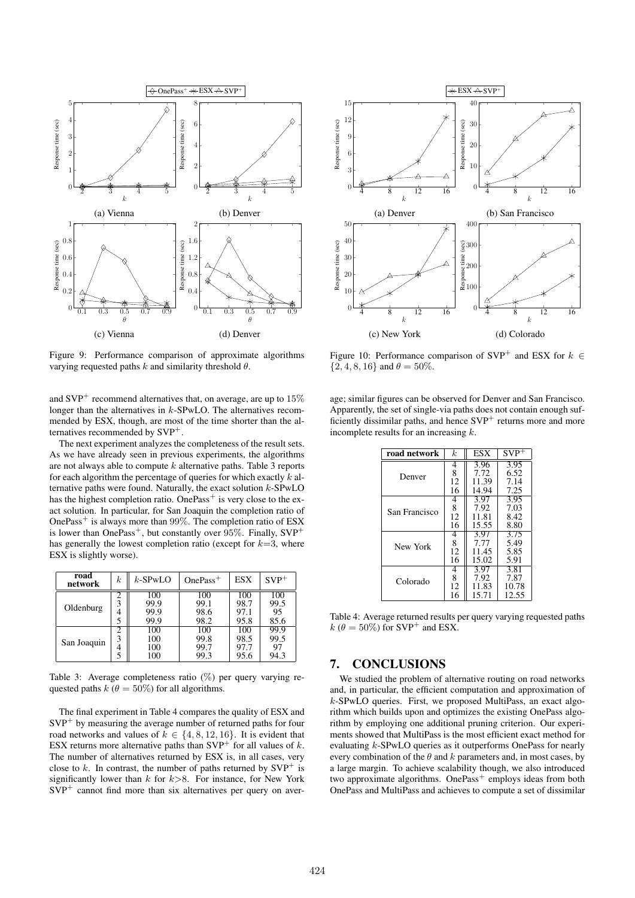OnePass$^+$ ESX SVP$^+$

Response time (sec)

(a) Vienna

(b) Denver

(c) Vienna

(d) Denver

Figure 9: Performance comparison of approximate algorithms varying requested paths $k$ and similarity threshold $\theta$.

ESX SVP$^+$

(a) Denver

(b) San Francisco

(c) New York

(d) Colorado

Figure 10: Performance comparison of SVP$^+$ and ESX for $k \in \{2, 4, 8, 16\}$ and $\theta = 50\%$.

and SVP$^+$ recommend alternatives that, on average, are up to 15% longer than the alternatives in $k$-SPwLO. The alternatives recommended by ESX, though, are most of the time shorter than the alternatives recommended by SVP$^+$.

The next experiment analyzes the completeness of the result sets. As we have already seen in previous experiments, the algorithms are not always able to compute $k$ alternative paths. Table 3 reports for each algorithm the percentage of queries for which exactly $k$ alternative paths were found. Naturally, the exact solution $k$-SPwLO has the highest completion ratio. OnePass$^+$ is very close to the exact solution. In particular, for San Joaquin the completion ratio of OnePass$^+$ is always more than 99%. The completion ratio of ESX is lower than OnePass$^+$, but constantly over 95%. Finally, SVP$^+$ has generally the lowest completion ratio (except for $k$=3, where ESX is slightly worse).

| road network | $k$ | $k$-SPwLO | OnePass$^+$ | ESX | SVP$^+$ |
|---|---|---|---|---|---|
| Oldenburg | 2 | 100 | 100 | 100 | 100 |
| | 3 | 99.9 | 99.1 | 98.7 | 99.5 |
| | 4 | 99.9 | 98.6 | 97.1 | 95 |
| | 5 | 99.9 | 98.2 | 95.8 | 85.6 |
| San Joaquin | 2 | 100 | 100 | 100 | 99.9 |
| | 3 | 100 | 99.8 | 98.5 | 99.5 |
| | 4 | 100 | 99.7 | 97.7 | 97 |
| | 5 | 100 | 99.3 | 95.6 | 94.3 |

Table 3: Average completeness ratio (%) per query varying requested paths $k$ ($\theta = 50\%$) for all algorithms.

The final experiment in Table 4 compares the quality of ESX and SVP$^+$ by measuring the average number of returned paths for four road networks and values of $k \in \{4, 8, 12, 16\}$. It is evident that ESX returns more alternative paths than SVP$^+$ for all values of $k$. The number of alternatives returned by ESX is, in all cases, very close to $k$. In contrast, the number of paths returned by SVP$^+$ is significantly lower than $k$ for $k$>8. For instance, for New York SVP$^+$ cannot find more than six alternatives per query on average; similar figures can be observed for Denver and San Francisco. Apparently, the set of single-via paths does not contain enough sufficiently dissimilar paths, and hence SVP$^+$ returns more and more incomplete results for an increasing $k$.

| road network | $k$ | ESX | SVP$^+$ |
|---|---|---|---|
| Denver | 4 | 3.96 | 3.95 |
| | 8 | 7.72 | 6.52 |
| | 12 | 11.39 | 7.14 |
| | 16 | 14.94 | 7.25 |
| San Francisco | 4 | 3.97 | 3.95 |
| | 8 | 7.92 | 7.03 |
| | 12 | 11.81 | 8.42 |
| | 16 | 15.55 | 8.80 |
| New York | 4 | 3.97 | 3.75 |
| | 8 | 7.77 | 5.49 |
| | 12 | 11.45 | 5.85 |
| | 16 | 15.02 | 5.91 |
| Colorado | 4 | 3.97 | 3.81 |
| | 8 | 7.92 | 7.87 |
| | 12 | 11.83 | 10.78 |
| | 16 | 15.71 | 12.55 |

Table 4: Average returned results per query varying requested paths $k$ ($\theta = 50\%$) for SVP$^+$ and ESX.

## 7. CONCLUSIONS

We studied the problem of alternative routing on road networks and, in particular, the efficient computation and approximation of $k$-SPwLO queries. First, we proposed MultiPass, an exact algorithm which builds upon and optimizes the existing OnePass algorithm by employing one additional pruning criterion. Our experiments showed that MultiPass is the most efficient exact method for evaluating $k$-SPwLO queries as it outperforms OnePass for nearly every combination of the $\theta$ and $k$ parameters and, in most cases, by a large margin. To achieve scalability though, we also introduced two approximate algorithms. OnePass$^+$ employs ideas from both OnePass and MultiPass and achieves to compute a set of dissimilar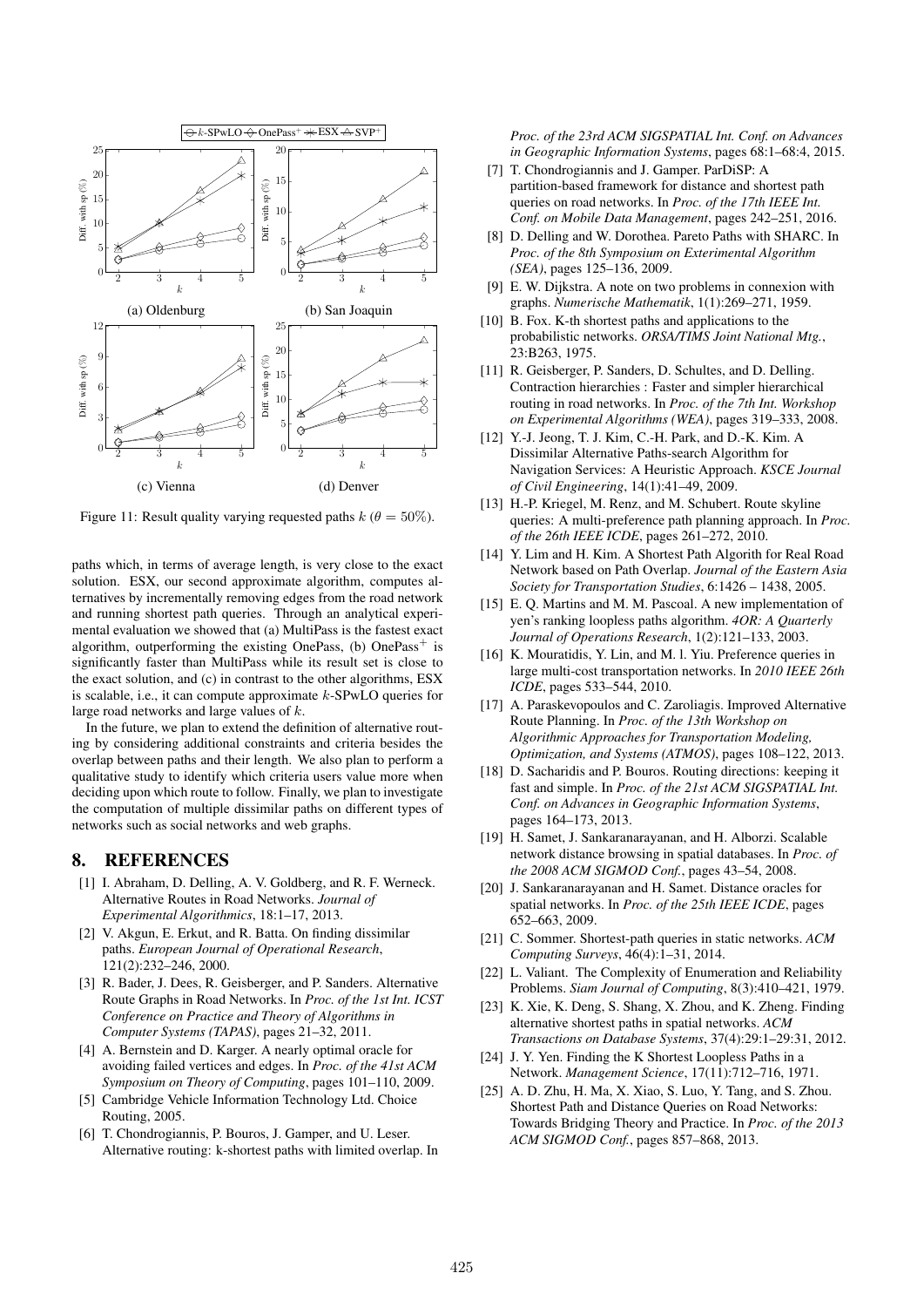⊖ k-SPwLO ◇ OnePass$^+$ ✳ ESX △ SVP$^+$

Diff. with sp (%)

25
20
15
10
5
0

2 3 4 5

$k$

(a) Oldenburg

Diff. with sp (%)

20
15
10
5
0

2 3 4 5

$k$

(b) San Joaquin

Diff. with sp (%)

12
9
6
3
0

2 3 4 5

$k$

(c) Vienna

Diff. with sp (%)

25
20
15
10
5
0

2 3 4 5

$k$

(d) Denver

Figure 11: Result quality varying requested paths $k$ ($\theta = 50\%$).

paths which, in terms of average length, is very close to the exact solution. ESX, our second approximate algorithm, computes alternatives by incrementally removing edges from the road network and running shortest path queries. Through an analytical experimental evaluation we showed that (a) MultiPass is the fastest exact algorithm, outperforming the existing OnePass, (b) OnePass$^+$ is significantly faster than MultiPass while its result set is close to the exact solution, and (c) in contrast to the other algorithms, ESX is scalable, i.e., it can compute approximate $k$-SPwLO queries for large road networks and large values of $k$.

In the future, we plan to extend the definition of alternative routing by considering additional constraints and criteria besides the overlap between paths and their length. We also plan to perform a qualitative study to identify which criteria users value more when deciding upon which route to follow. Finally, we plan to investigate the computation of multiple dissimilar paths on different types of networks such as social networks and web graphs.

## 8. REFERENCES

[1] I. Abraham, D. Delling, A. V. Goldberg, and R. F. Werneck. Alternative Routes in Road Networks. *Journal of Experimental Algorithmics*, 18:1–17, 2013.

[2] V. Akgun, E. Erkut, and R. Batta. On finding dissimilar paths. *European Journal of Operational Research*, 121(2):232–246, 2000.

[3] R. Bader, J. Dees, R. Geisberger, and P. Sanders. Alternative Route Graphs in Road Networks. In *Proc. of the 1st Int. ICST Conference on Practice and Theory of Algorithms in Computer Systems (TAPAS)*, pages 21–32, 2011.

[4] A. Bernstein and D. Karger. A nearly optimal oracle for avoiding failed vertices and edges. In *Proc. of the 41st ACM Symposium on Theory of Computing*, pages 101–110, 2009.

[5] Cambridge Vehicle Information Technology Ltd. Choice Routing, 2005.

[6] T. Chondrogiannis, P. Bouros, J. Gamper, and U. Leser. Alternative routing: k-shortest paths with limited overlap. In *Proc. of the 23rd ACM SIGSPATIAL Int. Conf. on Advances in Geographic Information Systems*, pages 68:1–68:4, 2015.

[7] T. Chondrogiannis and J. Gamper. ParDiSP: A partition-based framework for distance and shortest path queries on road networks. In *Proc. of the 17th IEEE Int. Conf. on Mobile Data Management*, pages 242–251, 2016.

[8] D. Delling and W. Dorothea. Pareto Paths with SHARC. In *Proc. of the 8th Symposium on Exterimental Algorithm (SEA)*, pages 125–136, 2009.

[9] E. W. Dijkstra. A note on two problems in connexion with graphs. *Numerische Mathematik*, 1(1):269–271, 1959.

[10] B. Fox. K-th shortest paths and applications to the probabilistic networks. *ORSA/TIMS Joint National Mtg.*, 23:B263, 1975.

[11] R. Geisberger, P. Sanders, D. Schultes, and D. Delling. Contraction hierarchies : Faster and simpler hierarchical routing in road networks. In *Proc. of the 7th Int. Workshop on Experimental Algorithms (WEA)*, pages 319–333, 2008.

[12] Y.-J. Jeong, T. J. Kim, C.-H. Park, and D.-K. Kim. A Dissimilar Alternative Paths-search Algorithm for Navigation Services: A Heuristic Approach. *KSCE Journal of Civil Engineering*, 14(1):41–49, 2009.

[13] H.-P. Kriegel, M. Renz, and M. Schubert. Route skyline queries: A multi-preference path planning approach. In *Proc. of the 26th IEEE ICDE*, pages 261–272, 2010.

[14] Y. Lim and H. Kim. A Shortest Path Algorith for Real Road Network based on Path Overlap. *Journal of the Eastern Asia Society for Transportation Studies*, 6:1426 – 1438, 2005.

[15] E. Q. Martins and M. M. Pascoal. A new implementation of yen's ranking loopless paths algorithm. *4OR: A Quarterly Journal of Operations Research*, 1(2):121–133, 2003.

[16] K. Mouratidis, Y. Lin, and M. l. Yiu. Preference queries in large multi-cost transportation networks. In *2010 IEEE 26th ICDE*, pages 533–544, 2010.

[17] A. Paraskevopoulos and C. Zaroliagis. Improved Alternative Route Planning. In *Proc. of the 13th Workshop on Algorithmic Approaches for Transportation Modeling, Optimization, and Systems (ATMOS)*, pages 108–122, 2013.

[18] D. Sacharidis and P. Bouros. Routing directions: keeping it fast and simple. In *Proc. of the 21st ACM SIGSPATIAL Int. Conf. on Advances in Geographic Information Systems*, pages 164–173, 2013.

[19] H. Samet, J. Sankaranarayanan, and H. Alborzi. Scalable network distance browsing in spatial databases. In *Proc. of the 2008 ACM SIGMOD Conf.*, pages 43–54, 2008.

[20] J. Sankaranarayanan and H. Samet. Distance oracles for spatial networks. In *Proc. of the 25th IEEE ICDE*, pages 652–663, 2009.

[21] C. Sommer. Shortest-path queries in static networks. *ACM Computing Surveys*, 46(4):1–31, 2014.

[22] L. Valiant. The Complexity of Enumeration and Reliability Problems. *Siam Journal of Computing*, 8(3):410–421, 1979.

[23] K. Xie, K. Deng, S. Shang, X. Zhou, and K. Zheng. Finding alternative shortest paths in spatial networks. *ACM Transactions on Database Systems*, 37(4):29:1–29:31, 2012.

[24] J. Y. Yen. Finding the K Shortest Loopless Paths in a Network. *Management Science*, 17(11):712–716, 1971.

[25] A. D. Zhu, H. Ma, X. Xiao, S. Luo, Y. Tang, and S. Zhou. Shortest Path and Distance Queries on Road Networks: Towards Bridging Theory and Practice. In *Proc. of the 2013 ACM SIGMOD Conf.*, pages 857–868, 2013.